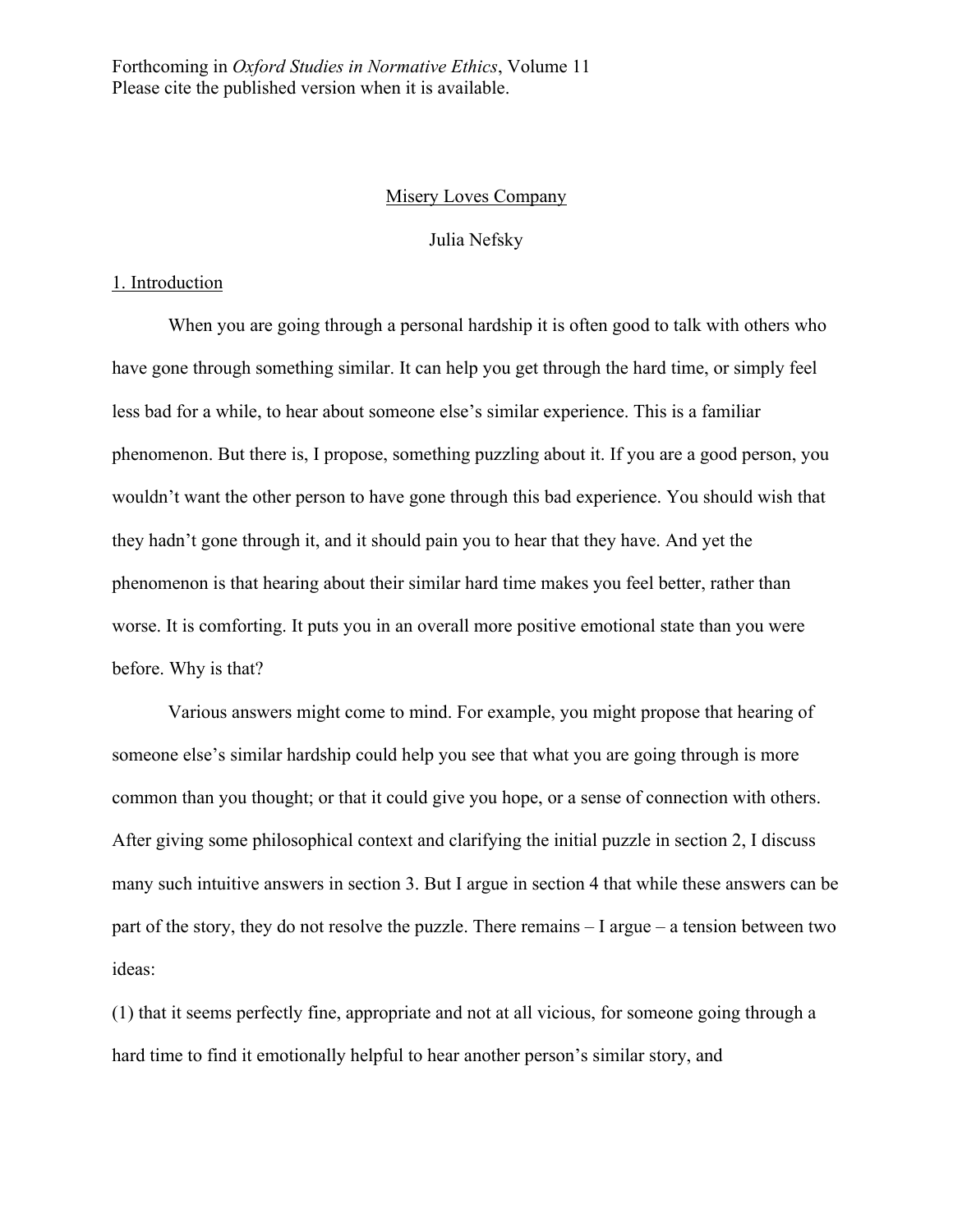Forthcoming in *Oxford Studies in Normative Ethics*, Volume 11
Please cite the published version when it is available.

# Misery Loves Company

Julia Nefsky

## 1. Introduction

When you are going through a personal hardship it is often good to talk with others who have gone through something similar. It can help you get through the hard time, or simply feel less bad for a while, to hear about someone else's similar experience. This is a familiar phenomenon. But there is, I propose, something puzzling about it. If you are a good person, you wouldn't want the other person to have gone through this bad experience. You should wish that they hadn't gone through it, and it should pain you to hear that they have. And yet the phenomenon is that hearing about their similar hard time makes you feel better, rather than worse. It is comforting. It puts you in an overall more positive emotional state than you were before. Why is that?

Various answers might come to mind. For example, you might propose that hearing of someone else's similar hardship could help you see that what you are going through is more common than you thought; or that it could give you hope, or a sense of connection with others. After giving some philosophical context and clarifying the initial puzzle in section 2, I discuss many such intuitive answers in section 3. But I argue in section 4 that while these answers can be part of the story, they do not resolve the puzzle. There remains – I argue – a tension between two ideas:

(1) that it seems perfectly fine, appropriate and not at all vicious, for someone going through a hard time to find it emotionally helpful to hear another person's similar story, and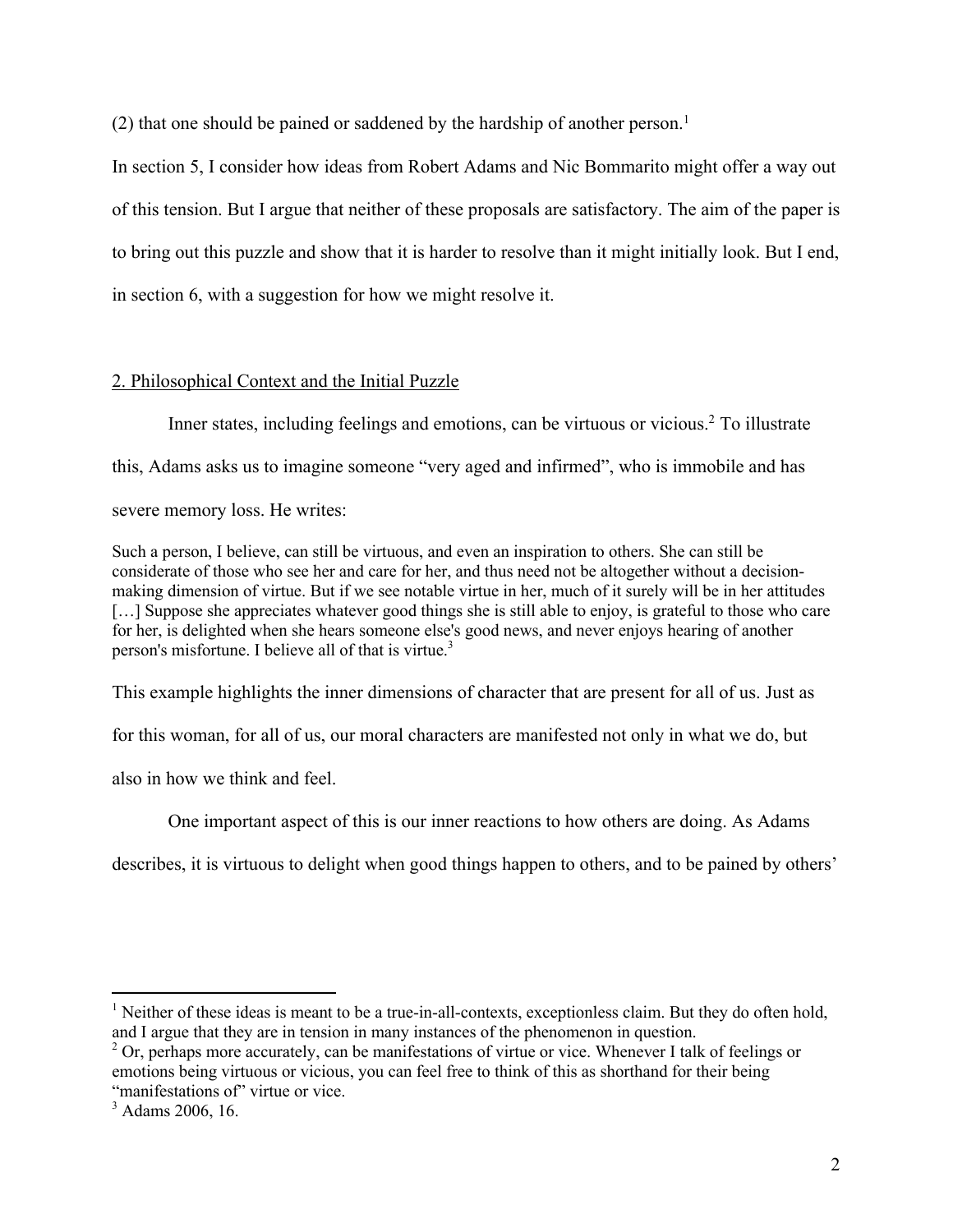(2) that one should be pained or saddened by the hardship of another person.[1]

In section 5, I consider how ideas from Robert Adams and Nic Bommarito might offer a way out of this tension. But I argue that neither of these proposals are satisfactory. The aim of the paper is to bring out this puzzle and show that it is harder to resolve than it might initially look. But I end, in section 6, with a suggestion for how we might resolve it.

## 2. Philosophical Context and the Initial Puzzle

Inner states, including feelings and emotions, can be virtuous or vicious.[2] To illustrate this, Adams asks us to imagine someone "very aged and infirmed", who is immobile and has severe memory loss. He writes:

> Such a person, I believe, can still be virtuous, and even an inspiration to others. She can still be considerate of those who see her and care for her, and thus need not be altogether without a decision-making dimension of virtue. But if we see notable virtue in her, much of it surely will be in her attitudes […] Suppose she appreciates whatever good things she is still able to enjoy, is grateful to those who care for her, is delighted when she hears someone else's good news, and never enjoys hearing of another person's misfortune. I believe all of that is virtue.[3]

This example highlights the inner dimensions of character that are present for all of us. Just as for this woman, for all of us, our moral characters are manifested not only in what we do, but also in how we think and feel.

One important aspect of this is our inner reactions to how others are doing. As Adams describes, it is virtuous to delight when good things happen to others, and to be pained by others'

---

[1] Neither of these ideas is meant to be a true-in-all-contexts, exceptionless claim. But they do often hold, and I argue that they are in tension in many instances of the phenomenon in question.

[2] Or, perhaps more accurately, can be manifestations of virtue or vice. Whenever I talk of feelings or emotions being virtuous or vicious, you can feel free to think of this as shorthand for their being "manifestations of" virtue or vice.

[3] Adams 2006, 16.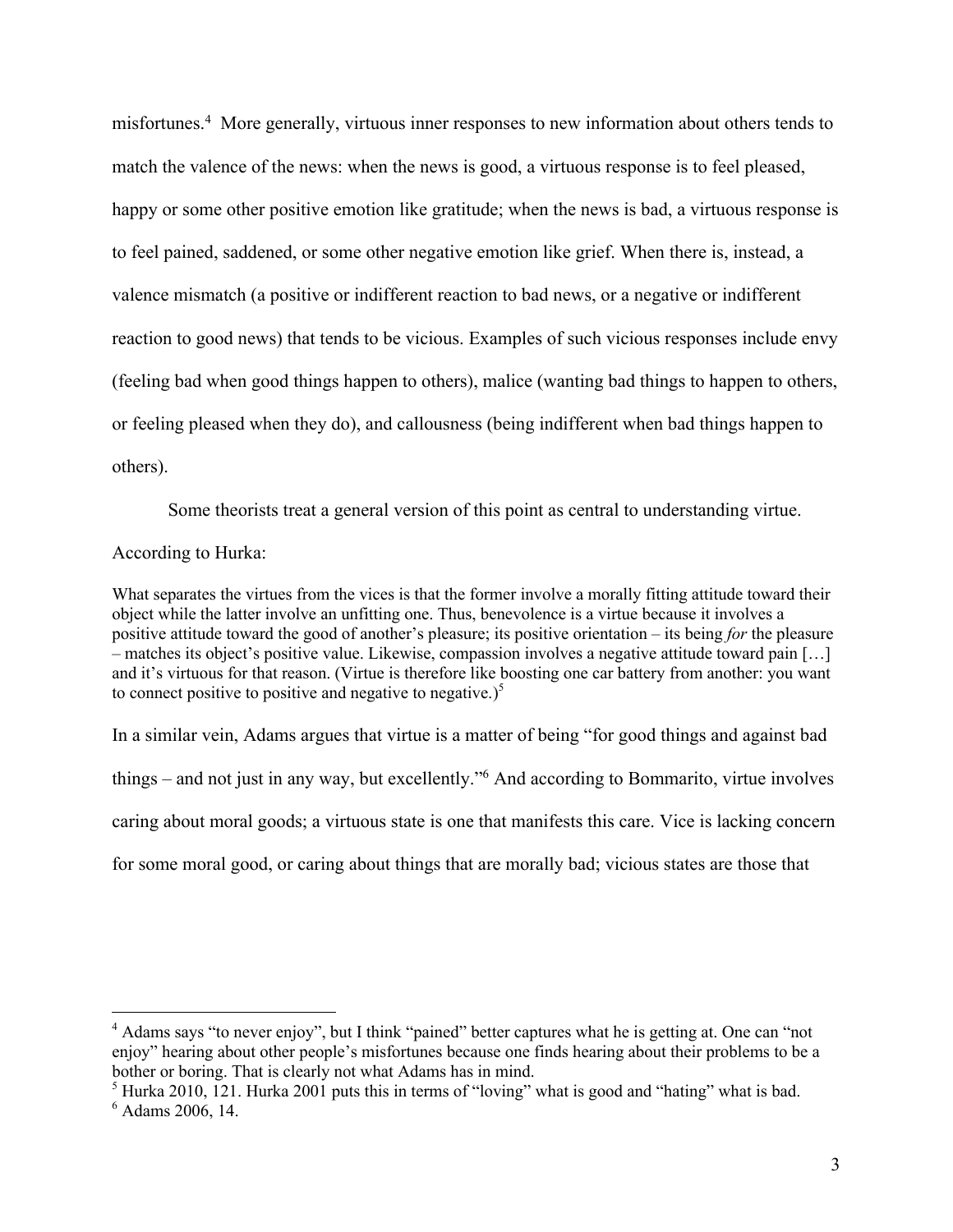misfortunes.[4] More generally, virtuous inner responses to new information about others tends to match the valence of the news: when the news is good, a virtuous response is to feel pleased, happy or some other positive emotion like gratitude; when the news is bad, a virtuous response is to feel pained, saddened, or some other negative emotion like grief. When there is, instead, a valence mismatch (a positive or indifferent reaction to bad news, or a negative or indifferent reaction to good news) that tends to be vicious. Examples of such vicious responses include envy (feeling bad when good things happen to others), malice (wanting bad things to happen to others, or feeling pleased when they do), and callousness (being indifferent when bad things happen to others).

Some theorists treat a general version of this point as central to understanding virtue. According to Hurka:

> What separates the virtues from the vices is that the former involve a morally fitting attitude toward their object while the latter involve an unfitting one. Thus, benevolence is a virtue because it involves a positive attitude toward the good of another's pleasure; its positive orientation – its being *for* the pleasure – matches its object's positive value. Likewise, compassion involves a negative attitude toward pain […] and it's virtuous for that reason. (Virtue is therefore like boosting one car battery from another: you want to connect positive to positive and negative to negative.)[5]

In a similar vein, Adams argues that virtue is a matter of being "for good things and against bad things – and not just in any way, but excellently."[6] And according to Bommarito, virtue involves caring about moral goods; a virtuous state is one that manifests this care. Vice is lacking concern for some moral good, or caring about things that are morally bad; vicious states are those that

---

[4] Adams says "to never enjoy", but I think "pained" better captures what he is getting at. One can "not enjoy" hearing about other people's misfortunes because one finds hearing about their problems to be a bother or boring. That is clearly not what Adams has in mind.

[5] Hurka 2010, 121. Hurka 2001 puts this in terms of "loving" what is good and "hating" what is bad.

[6] Adams 2006, 14.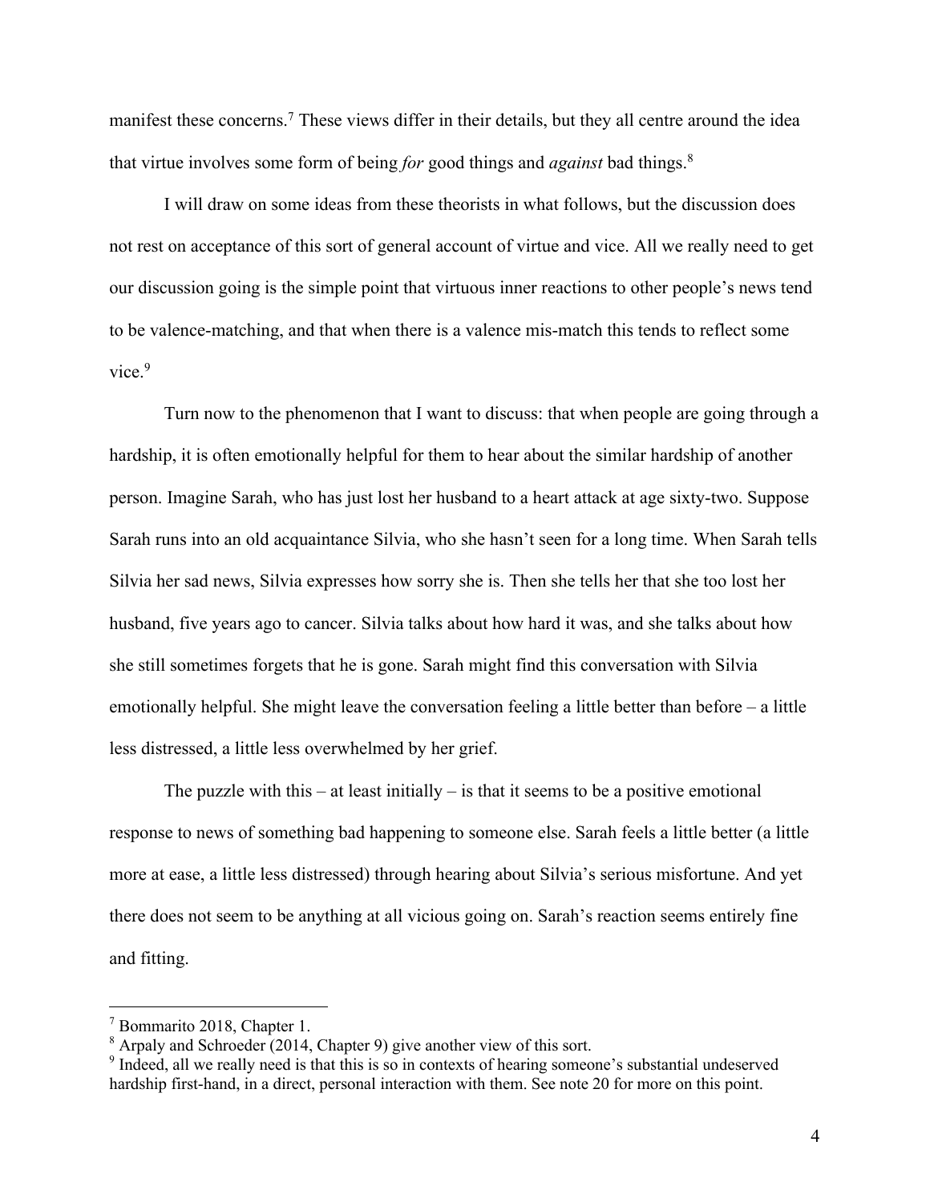manifest these concerns.[7] These views differ in their details, but they all centre around the idea that virtue involves some form of being *for* good things and *against* bad things.[8]

I will draw on some ideas from these theorists in what follows, but the discussion does not rest on acceptance of this sort of general account of virtue and vice. All we really need to get our discussion going is the simple point that virtuous inner reactions to other people's news tend to be valence-matching, and that when there is a valence mis-match this tends to reflect some vice.[9]

Turn now to the phenomenon that I want to discuss: that when people are going through a hardship, it is often emotionally helpful for them to hear about the similar hardship of another person. Imagine Sarah, who has just lost her husband to a heart attack at age sixty-two. Suppose Sarah runs into an old acquaintance Silvia, who she hasn't seen for a long time. When Sarah tells Silvia her sad news, Silvia expresses how sorry she is. Then she tells her that she too lost her husband, five years ago to cancer. Silvia talks about how hard it was, and she talks about how she still sometimes forgets that he is gone. Sarah might find this conversation with Silvia emotionally helpful. She might leave the conversation feeling a little better than before – a little less distressed, a little less overwhelmed by her grief.

The puzzle with this – at least initially – is that it seems to be a positive emotional response to news of something bad happening to someone else. Sarah feels a little better (a little more at ease, a little less distressed) through hearing about Silvia's serious misfortune. And yet there does not seem to be anything at all vicious going on. Sarah's reaction seems entirely fine and fitting.

---

[7] Bommarito 2018, Chapter 1.

[8] Arpaly and Schroeder (2014, Chapter 9) give another view of this sort.

[9] Indeed, all we really need is that this is so in contexts of hearing someone's substantial undeserved hardship first-hand, in a direct, personal interaction with them. See note 20 for more on this point.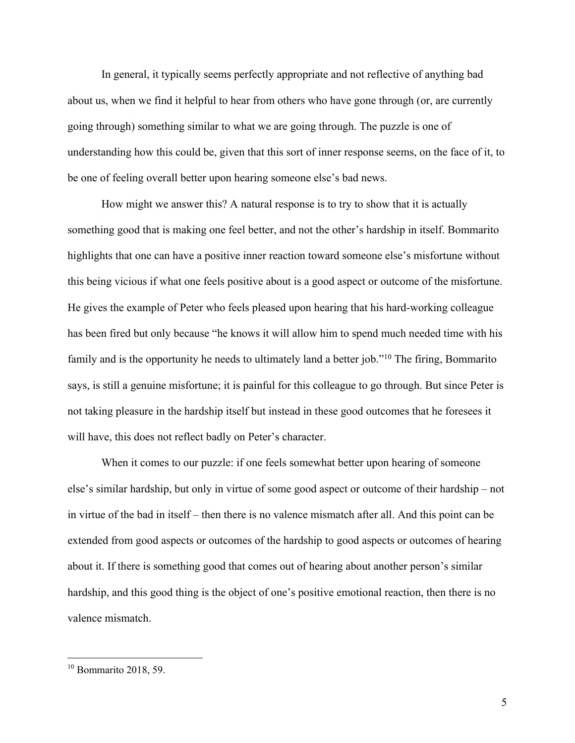In general, it typically seems perfectly appropriate and not reflective of anything bad about us, when we find it helpful to hear from others who have gone through (or, are currently going through) something similar to what we are going through. The puzzle is one of understanding how this could be, given that this sort of inner response seems, on the face of it, to be one of feeling overall better upon hearing someone else's bad news.

How might we answer this? A natural response is to try to show that it is actually something good that is making one feel better, and not the other's hardship in itself. Bommarito highlights that one can have a positive inner reaction toward someone else's misfortune without this being vicious if what one feels positive about is a good aspect or outcome of the misfortune. He gives the example of Peter who feels pleased upon hearing that his hard-working colleague has been fired but only because "he knows it will allow him to spend much needed time with his family and is the opportunity he needs to ultimately land a better job."[10] The firing, Bommarito says, is still a genuine misfortune; it is painful for this colleague to go through. But since Peter is not taking pleasure in the hardship itself but instead in these good outcomes that he foresees it will have, this does not reflect badly on Peter's character.

When it comes to our puzzle: if one feels somewhat better upon hearing of someone else's similar hardship, but only in virtue of some good aspect or outcome of their hardship – not in virtue of the bad in itself – then there is no valence mismatch after all. And this point can be extended from good aspects or outcomes of the hardship to good aspects or outcomes of hearing about it. If there is something good that comes out of hearing about another person's similar hardship, and this good thing is the object of one's positive emotional reaction, then there is no valence mismatch.

---

[10] Bommarito 2018, 59.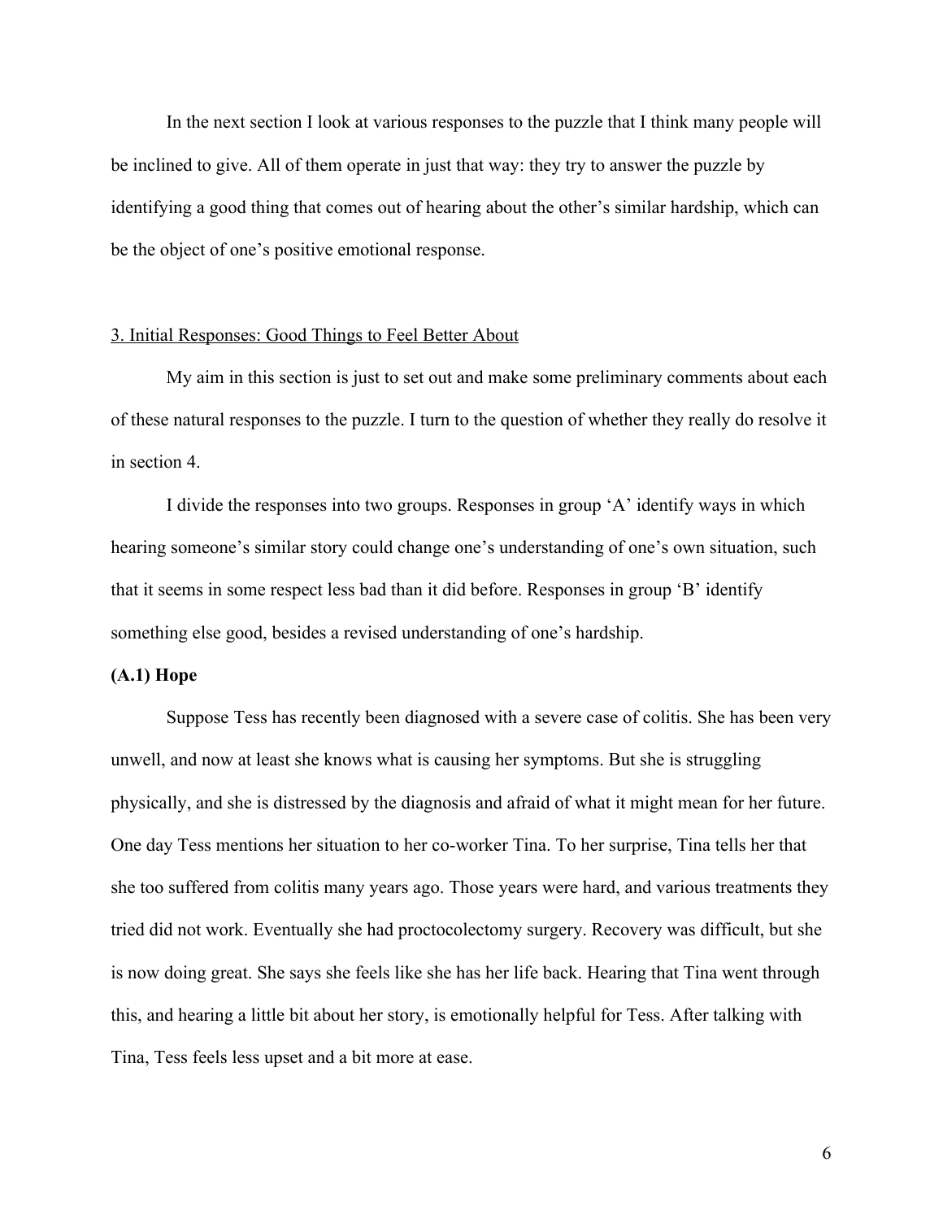In the next section I look at various responses to the puzzle that I think many people will be inclined to give. All of them operate in just that way: they try to answer the puzzle by identifying a good thing that comes out of hearing about the other's similar hardship, which can be the object of one's positive emotional response.

## 3. Initial Responses: Good Things to Feel Better About

My aim in this section is just to set out and make some preliminary comments about each of these natural responses to the puzzle. I turn to the question of whether they really do resolve it in section 4.

I divide the responses into two groups. Responses in group 'A' identify ways in which hearing someone's similar story could change one's understanding of one's own situation, such that it seems in some respect less bad than it did before. Responses in group 'B' identify something else good, besides a revised understanding of one's hardship.

**(A.1) Hope**

Suppose Tess has recently been diagnosed with a severe case of colitis. She has been very unwell, and now at least she knows what is causing her symptoms. But she is struggling physically, and she is distressed by the diagnosis and afraid of what it might mean for her future. One day Tess mentions her situation to her co-worker Tina. To her surprise, Tina tells her that she too suffered from colitis many years ago. Those years were hard, and various treatments they tried did not work. Eventually she had proctocolectomy surgery. Recovery was difficult, but she is now doing great. She says she feels like she has her life back. Hearing that Tina went through this, and hearing a little bit about her story, is emotionally helpful for Tess. After talking with Tina, Tess feels less upset and a bit more at ease.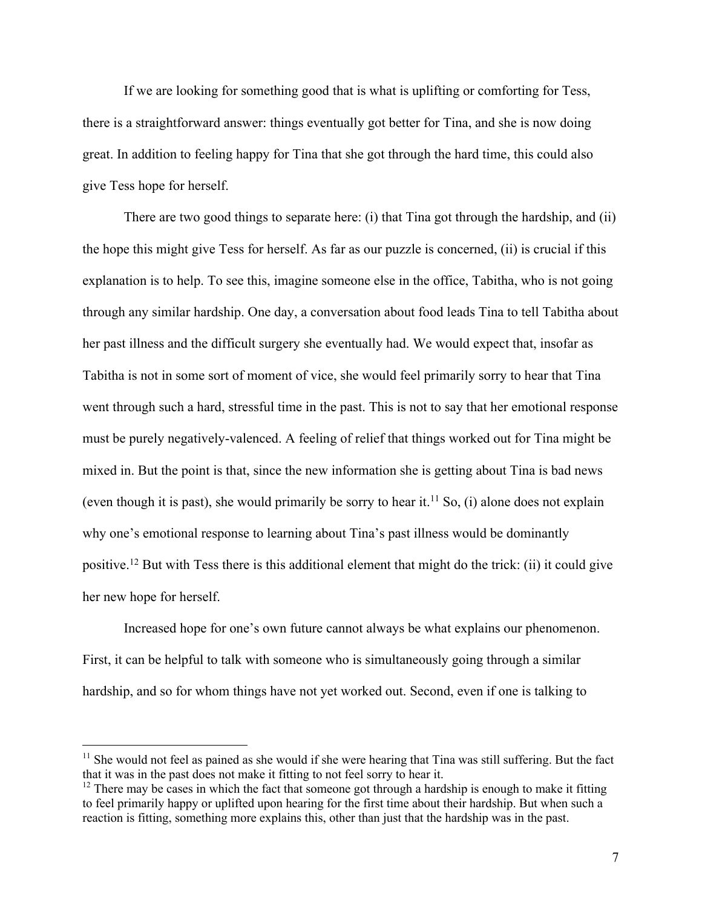If we are looking for something good that is what is uplifting or comforting for Tess, there is a straightforward answer: things eventually got better for Tina, and she is now doing great. In addition to feeling happy for Tina that she got through the hard time, this could also give Tess hope for herself.

There are two good things to separate here: (i) that Tina got through the hardship, and (ii) the hope this might give Tess for herself. As far as our puzzle is concerned, (ii) is crucial if this explanation is to help. To see this, imagine someone else in the office, Tabitha, who is not going through any similar hardship. One day, a conversation about food leads Tina to tell Tabitha about her past illness and the difficult surgery she eventually had. We would expect that, insofar as Tabitha is not in some sort of moment of vice, she would feel primarily sorry to hear that Tina went through such a hard, stressful time in the past. This is not to say that her emotional response must be purely negatively-valenced. A feeling of relief that things worked out for Tina might be mixed in. But the point is that, since the new information she is getting about Tina is bad news (even though it is past), she would primarily be sorry to hear it.[11] So, (i) alone does not explain why one's emotional response to learning about Tina's past illness would be dominantly positive.[12] But with Tess there is this additional element that might do the trick: (ii) it could give her new hope for herself.

Increased hope for one's own future cannot always be what explains our phenomenon. First, it can be helpful to talk with someone who is simultaneously going through a similar hardship, and so for whom things have not yet worked out. Second, even if one is talking to

---

[11] She would not feel as pained as she would if she were hearing that Tina was still suffering. But the fact that it was in the past does not make it fitting to not feel sorry to hear it.

[12] There may be cases in which the fact that someone got through a hardship is enough to make it fitting to feel primarily happy or uplifted upon hearing for the first time about their hardship. But when such a reaction is fitting, something more explains this, other than just that the hardship was in the past.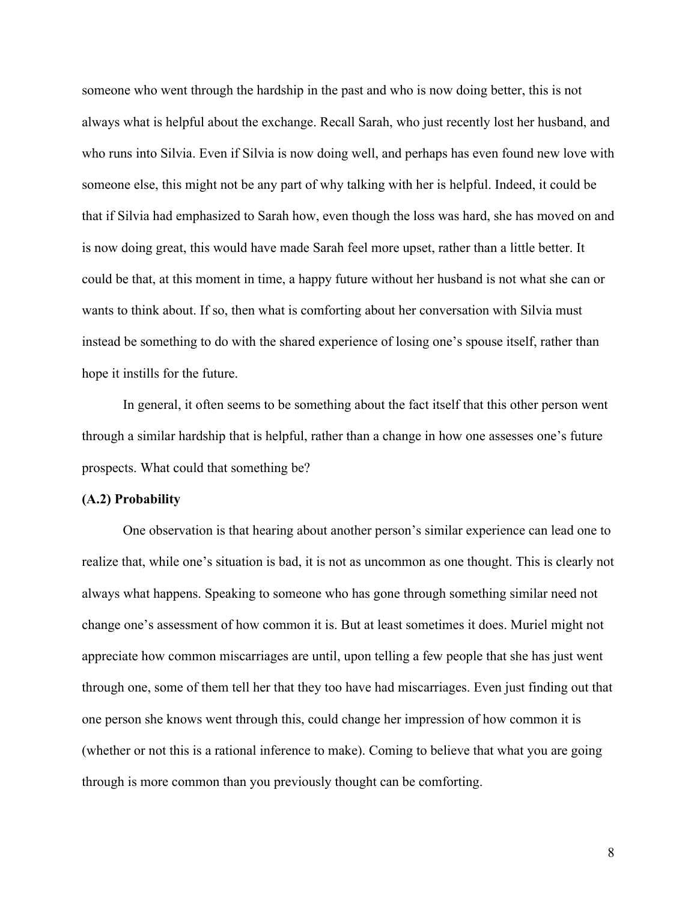someone who went through the hardship in the past and who is now doing better, this is not always what is helpful about the exchange. Recall Sarah, who just recently lost her husband, and who runs into Silvia. Even if Silvia is now doing well, and perhaps has even found new love with someone else, this might not be any part of why talking with her is helpful. Indeed, it could be that if Silvia had emphasized to Sarah how, even though the loss was hard, she has moved on and is now doing great, this would have made Sarah feel more upset, rather than a little better. It could be that, at this moment in time, a happy future without her husband is not what she can or wants to think about. If so, then what is comforting about her conversation with Silvia must instead be something to do with the shared experience of losing one's spouse itself, rather than hope it instills for the future.

In general, it often seems to be something about the fact itself that this other person went through a similar hardship that is helpful, rather than a change in how one assesses one's future prospects. What could that something be?

**(A.2) Probability**

One observation is that hearing about another person's similar experience can lead one to realize that, while one's situation is bad, it is not as uncommon as one thought. This is clearly not always what happens. Speaking to someone who has gone through something similar need not change one's assessment of how common it is. But at least sometimes it does. Muriel might not appreciate how common miscarriages are until, upon telling a few people that she has just went through one, some of them tell her that they too have had miscarriages. Even just finding out that one person she knows went through this, could change her impression of how common it is (whether or not this is a rational inference to make). Coming to believe that what you are going through is more common than you previously thought can be comforting.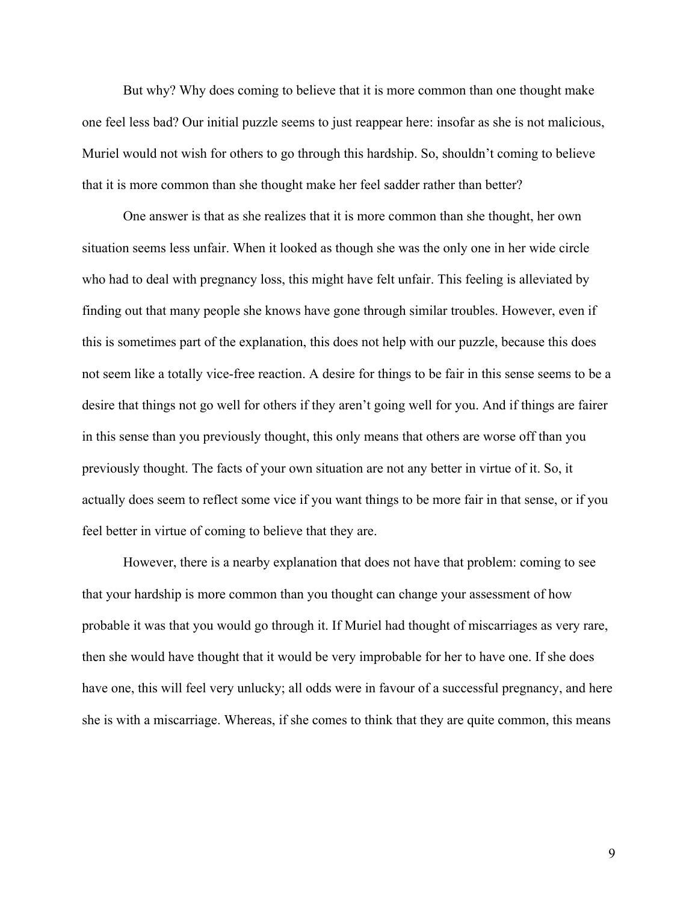But why? Why does coming to believe that it is more common than one thought make one feel less bad? Our initial puzzle seems to just reappear here: insofar as she is not malicious, Muriel would not wish for others to go through this hardship. So, shouldn't coming to believe that it is more common than she thought make her feel sadder rather than better?

One answer is that as she realizes that it is more common than she thought, her own situation seems less unfair. When it looked as though she was the only one in her wide circle who had to deal with pregnancy loss, this might have felt unfair. This feeling is alleviated by finding out that many people she knows have gone through similar troubles. However, even if this is sometimes part of the explanation, this does not help with our puzzle, because this does not seem like a totally vice-free reaction. A desire for things to be fair in this sense seems to be a desire that things not go well for others if they aren't going well for you. And if things are fairer in this sense than you previously thought, this only means that others are worse off than you previously thought. The facts of your own situation are not any better in virtue of it. So, it actually does seem to reflect some vice if you want things to be more fair in that sense, or if you feel better in virtue of coming to believe that they are.

However, there is a nearby explanation that does not have that problem: coming to see that your hardship is more common than you thought can change your assessment of how probable it was that you would go through it. If Muriel had thought of miscarriages as very rare, then she would have thought that it would be very improbable for her to have one. If she does have one, this will feel very unlucky; all odds were in favour of a successful pregnancy, and here she is with a miscarriage. Whereas, if she comes to think that they are quite common, this means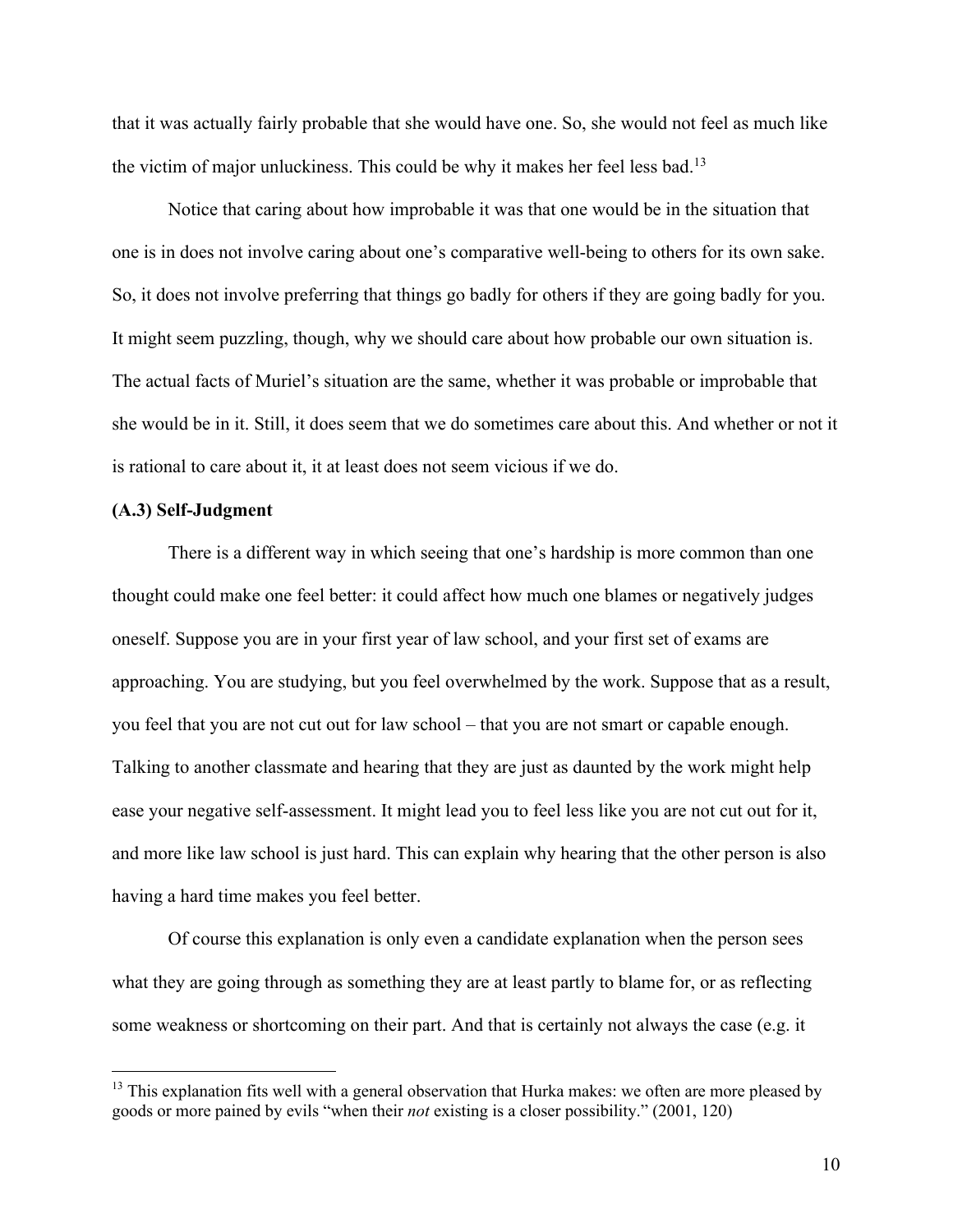that it was actually fairly probable that she would have one. So, she would not feel as much like the victim of major unluckiness. This could be why it makes her feel less bad.[13]

Notice that caring about how improbable it was that one would be in the situation that one is in does not involve caring about one's comparative well-being to others for its own sake. So, it does not involve preferring that things go badly for others if they are going badly for you. It might seem puzzling, though, why we should care about how probable our own situation is. The actual facts of Muriel's situation are the same, whether it was probable or improbable that she would be in it. Still, it does seem that we do sometimes care about this. And whether or not it is rational to care about it, it at least does not seem vicious if we do.

**(A.3) Self-Judgment**

There is a different way in which seeing that one's hardship is more common than one thought could make one feel better: it could affect how much one blames or negatively judges oneself. Suppose you are in your first year of law school, and your first set of exams are approaching. You are studying, but you feel overwhelmed by the work. Suppose that as a result, you feel that you are not cut out for law school – that you are not smart or capable enough. Talking to another classmate and hearing that they are just as daunted by the work might help ease your negative self-assessment. It might lead you to feel less like you are not cut out for it, and more like law school is just hard. This can explain why hearing that the other person is also having a hard time makes you feel better.

Of course this explanation is only even a candidate explanation when the person sees what they are going through as something they are at least partly to blame for, or as reflecting some weakness or shortcoming on their part. And that is certainly not always the case (e.g. it

[13] This explanation fits well with a general observation that Hurka makes: we often are more pleased by goods or more pained by evils "when their *not* existing is a closer possibility." (2001, 120)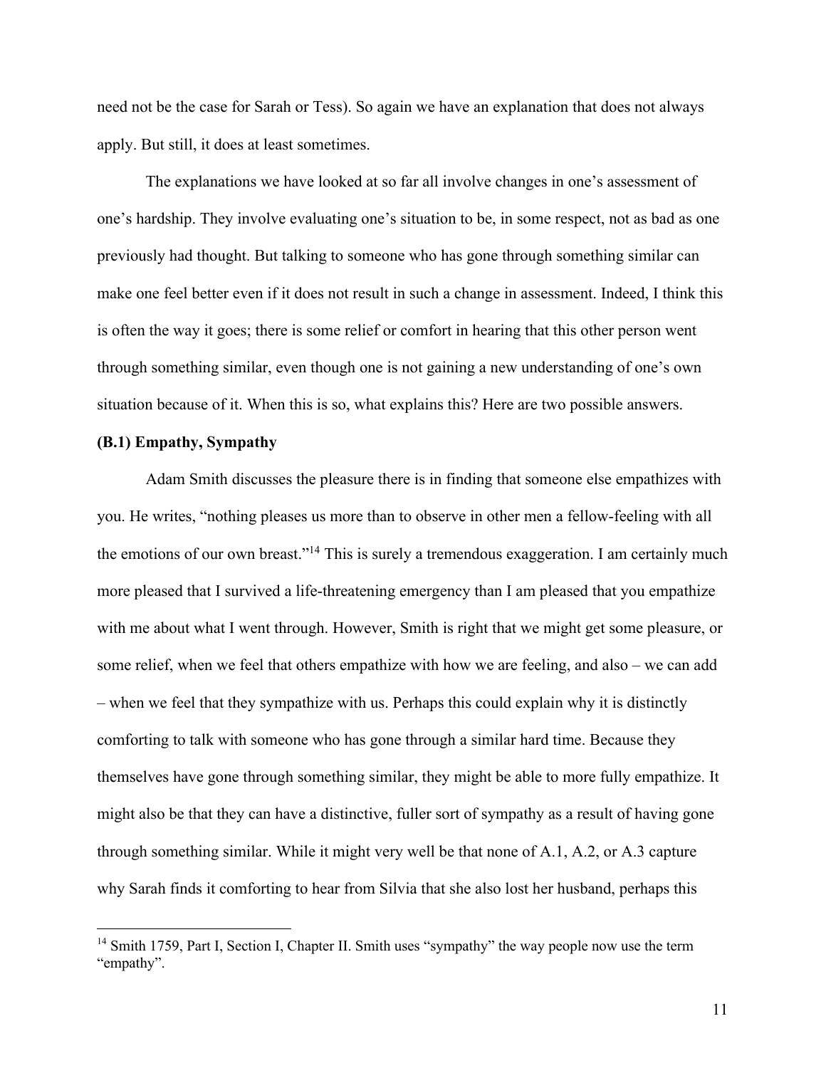need not be the case for Sarah or Tess). So again we have an explanation that does not always apply. But still, it does at least sometimes.

The explanations we have looked at so far all involve changes in one's assessment of one's hardship. They involve evaluating one's situation to be, in some respect, not as bad as one previously had thought. But talking to someone who has gone through something similar can make one feel better even if it does not result in such a change in assessment. Indeed, I think this is often the way it goes; there is some relief or comfort in hearing that this other person went through something similar, even though one is not gaining a new understanding of one's own situation because of it. When this is so, what explains this? Here are two possible answers.

**(B.1) Empathy, Sympathy**

Adam Smith discusses the pleasure there is in finding that someone else empathizes with you. He writes, "nothing pleases us more than to observe in other men a fellow-feeling with all the emotions of our own breast."[14] This is surely a tremendous exaggeration. I am certainly much more pleased that I survived a life-threatening emergency than I am pleased that you empathize with me about what I went through. However, Smith is right that we might get some pleasure, or some relief, when we feel that others empathize with how we are feeling, and also – we can add – when we feel that they sympathize with us. Perhaps this could explain why it is distinctly comforting to talk with someone who has gone through a similar hard time. Because they themselves have gone through something similar, they might be able to more fully empathize. It might also be that they can have a distinctive, fuller sort of sympathy as a result of having gone through something similar. While it might very well be that none of A.1, A.2, or A.3 capture why Sarah finds it comforting to hear from Silvia that she also lost her husband, perhaps this

[14] Smith 1759, Part I, Section I, Chapter II. Smith uses "sympathy" the way people now use the term "empathy".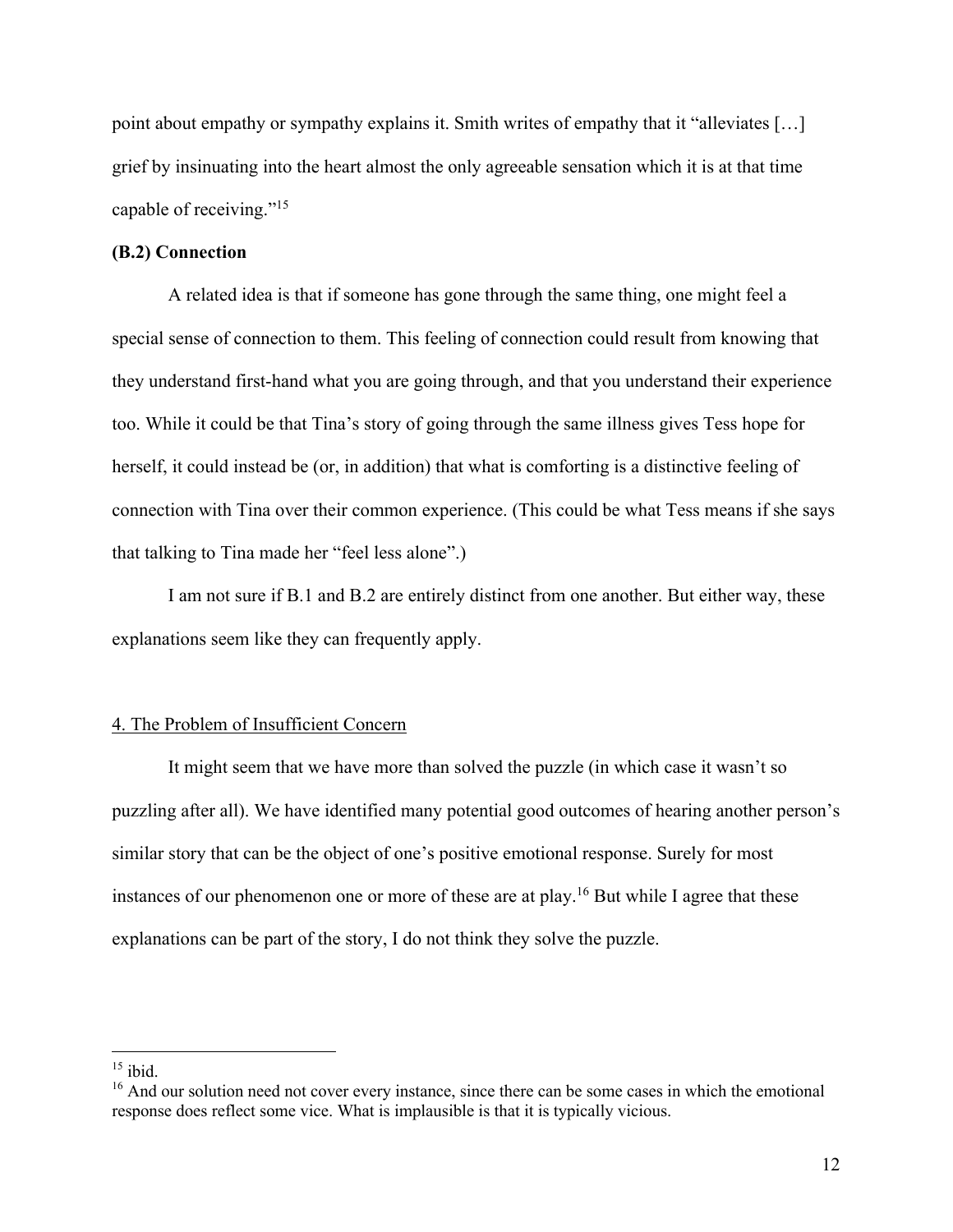point about empathy or sympathy explains it. Smith writes of empathy that it "alleviates […] grief by insinuating into the heart almost the only agreeable sensation which it is at that time capable of receiving."[15]

**(B.2) Connection**

A related idea is that if someone has gone through the same thing, one might feel a special sense of connection to them. This feeling of connection could result from knowing that they understand first-hand what you are going through, and that you understand their experience too. While it could be that Tina's story of going through the same illness gives Tess hope for herself, it could instead be (or, in addition) that what is comforting is a distinctive feeling of connection with Tina over their common experience. (This could be what Tess means if she says that talking to Tina made her "feel less alone".)

I am not sure if B.1 and B.2 are entirely distinct from one another. But either way, these explanations seem like they can frequently apply.

## 4. The Problem of Insufficient Concern

It might seem that we have more than solved the puzzle (in which case it wasn't so puzzling after all). We have identified many potential good outcomes of hearing another person's similar story that can be the object of one's positive emotional response. Surely for most instances of our phenomenon one or more of these are at play.[16] But while I agree that these explanations can be part of the story, I do not think they solve the puzzle.

---

[15] ibid.

[16] And our solution need not cover every instance, since there can be some cases in which the emotional response does reflect some vice. What is implausible is that it is typically vicious.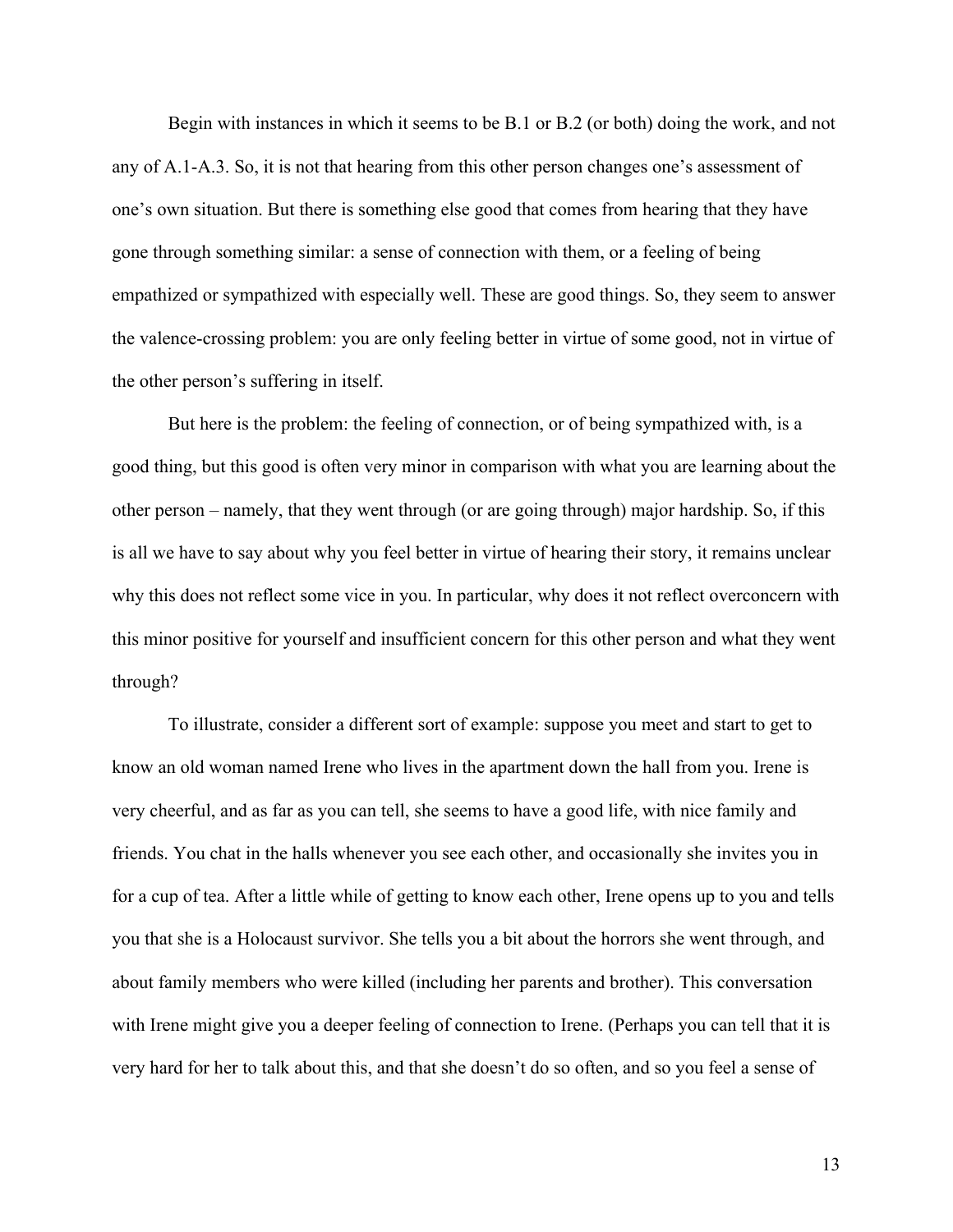Begin with instances in which it seems to be B.1 or B.2 (or both) doing the work, and not any of A.1-A.3. So, it is not that hearing from this other person changes one's assessment of one's own situation. But there is something else good that comes from hearing that they have gone through something similar: a sense of connection with them, or a feeling of being empathized or sympathized with especially well. These are good things. So, they seem to answer the valence-crossing problem: you are only feeling better in virtue of some good, not in virtue of the other person's suffering in itself.

But here is the problem: the feeling of connection, or of being sympathized with, is a good thing, but this good is often very minor in comparison with what you are learning about the other person – namely, that they went through (or are going through) major hardship. So, if this is all we have to say about why you feel better in virtue of hearing their story, it remains unclear why this does not reflect some vice in you. In particular, why does it not reflect overconcern with this minor positive for yourself and insufficient concern for this other person and what they went through?

To illustrate, consider a different sort of example: suppose you meet and start to get to know an old woman named Irene who lives in the apartment down the hall from you. Irene is very cheerful, and as far as you can tell, she seems to have a good life, with nice family and friends. You chat in the halls whenever you see each other, and occasionally she invites you in for a cup of tea. After a little while of getting to know each other, Irene opens up to you and tells you that she is a Holocaust survivor. She tells you a bit about the horrors she went through, and about family members who were killed (including her parents and brother). This conversation with Irene might give you a deeper feeling of connection to Irene. (Perhaps you can tell that it is very hard for her to talk about this, and that she doesn't do so often, and so you feel a sense of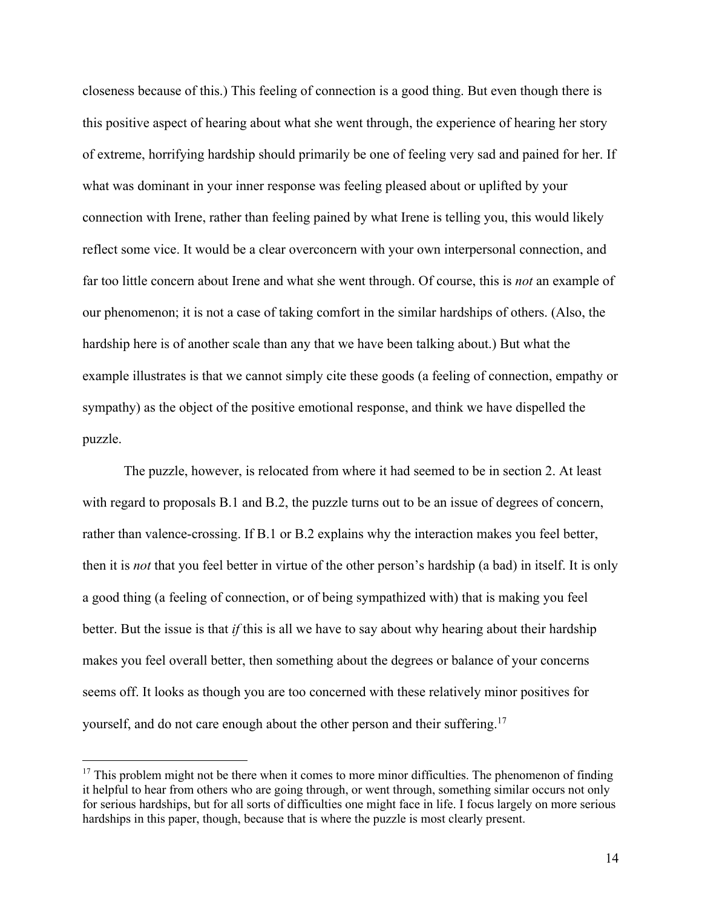closeness because of this.) This feeling of connection is a good thing. But even though there is this positive aspect of hearing about what she went through, the experience of hearing her story of extreme, horrifying hardship should primarily be one of feeling very sad and pained for her. If what was dominant in your inner response was feeling pleased about or uplifted by your connection with Irene, rather than feeling pained by what Irene is telling you, this would likely reflect some vice. It would be a clear overconcern with your own interpersonal connection, and far too little concern about Irene and what she went through. Of course, this is *not* an example of our phenomenon; it is not a case of taking comfort in the similar hardships of others. (Also, the hardship here is of another scale than any that we have been talking about.) But what the example illustrates is that we cannot simply cite these goods (a feeling of connection, empathy or sympathy) as the object of the positive emotional response, and think we have dispelled the puzzle.

The puzzle, however, is relocated from where it had seemed to be in section 2. At least with regard to proposals B.1 and B.2, the puzzle turns out to be an issue of degrees of concern, rather than valence-crossing. If B.1 or B.2 explains why the interaction makes you feel better, then it is *not* that you feel better in virtue of the other person's hardship (a bad) in itself. It is only a good thing (a feeling of connection, or of being sympathized with) that is making you feel better. But the issue is that *if* this is all we have to say about why hearing about their hardship makes you feel overall better, then something about the degrees or balance of your concerns seems off. It looks as though you are too concerned with these relatively minor positives for yourself, and do not care enough about the other person and their suffering.[17]

[17] This problem might not be there when it comes to more minor difficulties. The phenomenon of finding it helpful to hear from others who are going through, or went through, something similar occurs not only for serious hardships, but for all sorts of difficulties one might face in life. I focus largely on more serious hardships in this paper, though, because that is where the puzzle is most clearly present.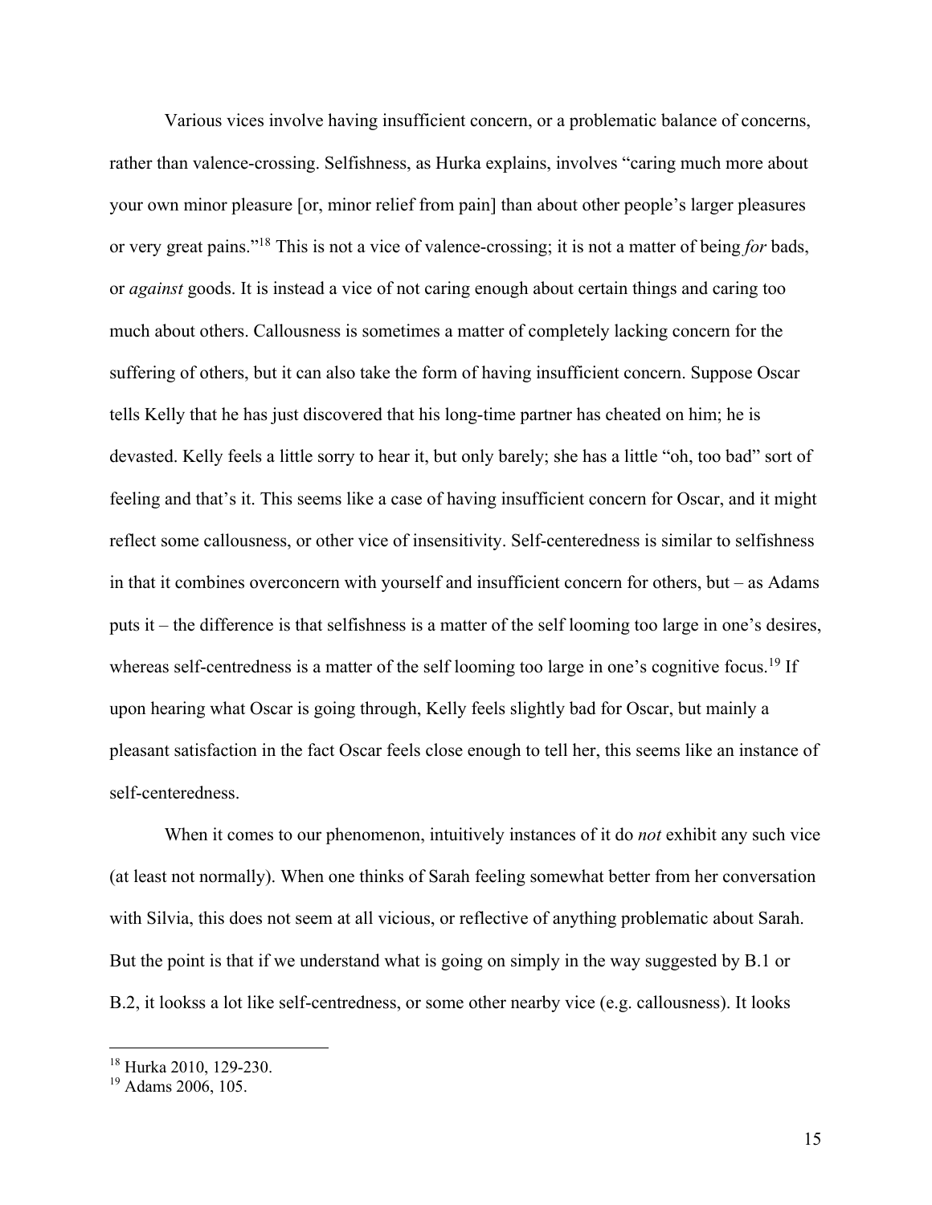Various vices involve having insufficient concern, or a problematic balance of concerns, rather than valence-crossing. Selfishness, as Hurka explains, involves "caring much more about your own minor pleasure [or, minor relief from pain] than about other people's larger pleasures or very great pains."[18] This is not a vice of valence-crossing; it is not a matter of being *for* bads, or *against* goods. It is instead a vice of not caring enough about certain things and caring too much about others. Callousness is sometimes a matter of completely lacking concern for the suffering of others, but it can also take the form of having insufficient concern. Suppose Oscar tells Kelly that he has just discovered that his long-time partner has cheated on him; he is devasted. Kelly feels a little sorry to hear it, but only barely; she has a little "oh, too bad" sort of feeling and that's it. This seems like a case of having insufficient concern for Oscar, and it might reflect some callousness, or other vice of insensitivity. Self-centeredness is similar to selfishness in that it combines overconcern with yourself and insufficient concern for others, but – as Adams puts it – the difference is that selfishness is a matter of the self looming too large in one's desires, whereas self-centredness is a matter of the self looming too large in one's cognitive focus.[19] If upon hearing what Oscar is going through, Kelly feels slightly bad for Oscar, but mainly a pleasant satisfaction in the fact Oscar feels close enough to tell her, this seems like an instance of self-centeredness.

When it comes to our phenomenon, intuitively instances of it do *not* exhibit any such vice (at least not normally). When one thinks of Sarah feeling somewhat better from her conversation with Silvia, this does not seem at all vicious, or reflective of anything problematic about Sarah. But the point is that if we understand what is going on simply in the way suggested by B.1 or B.2, it lookss a lot like self-centredness, or some other nearby vice (e.g. callousness). It looks

[18] Hurka 2010, 129-230.

[19] Adams 2006, 105.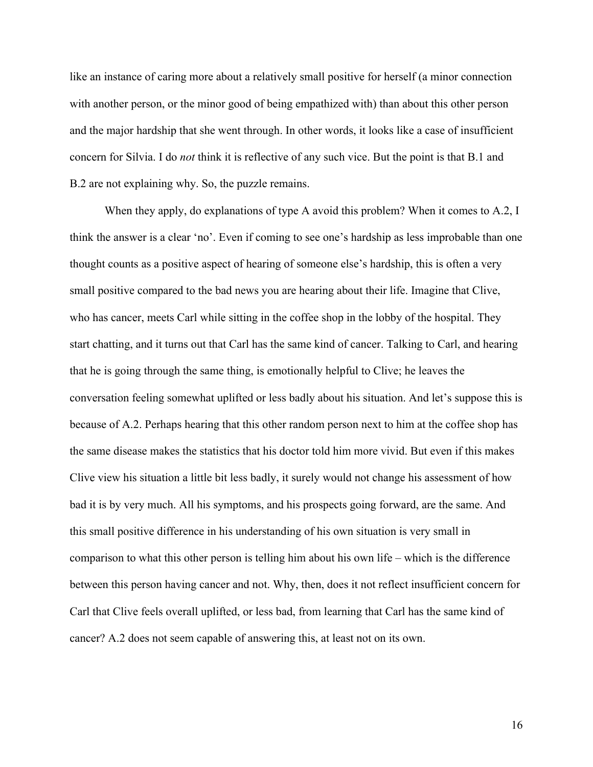like an instance of caring more about a relatively small positive for herself (a minor connection with another person, or the minor good of being empathized with) than about this other person and the major hardship that she went through. In other words, it looks like a case of insufficient concern for Silvia. I do *not* think it is reflective of any such vice. But the point is that B.1 and B.2 are not explaining why. So, the puzzle remains.

When they apply, do explanations of type A avoid this problem? When it comes to A.2, I think the answer is a clear 'no'. Even if coming to see one's hardship as less improbable than one thought counts as a positive aspect of hearing of someone else's hardship, this is often a very small positive compared to the bad news you are hearing about their life. Imagine that Clive, who has cancer, meets Carl while sitting in the coffee shop in the lobby of the hospital. They start chatting, and it turns out that Carl has the same kind of cancer. Talking to Carl, and hearing that he is going through the same thing, is emotionally helpful to Clive; he leaves the conversation feeling somewhat uplifted or less badly about his situation. And let's suppose this is because of A.2. Perhaps hearing that this other random person next to him at the coffee shop has the same disease makes the statistics that his doctor told him more vivid. But even if this makes Clive view his situation a little bit less badly, it surely would not change his assessment of how bad it is by very much. All his symptoms, and his prospects going forward, are the same. And this small positive difference in his understanding of his own situation is very small in comparison to what this other person is telling him about his own life – which is the difference between this person having cancer and not. Why, then, does it not reflect insufficient concern for Carl that Clive feels overall uplifted, or less bad, from learning that Carl has the same kind of cancer? A.2 does not seem capable of answering this, at least not on its own.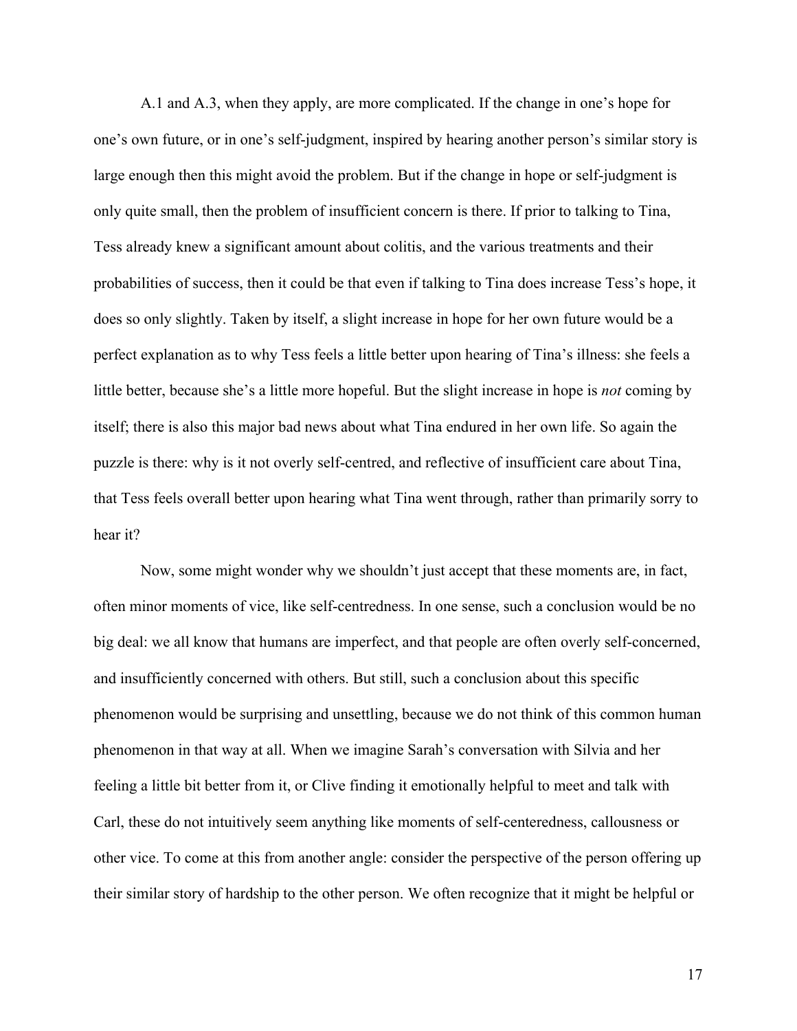A.1 and A.3, when they apply, are more complicated. If the change in one's hope for one's own future, or in one's self-judgment, inspired by hearing another person's similar story is large enough then this might avoid the problem. But if the change in hope or self-judgment is only quite small, then the problem of insufficient concern is there. If prior to talking to Tina, Tess already knew a significant amount about colitis, and the various treatments and their probabilities of success, then it could be that even if talking to Tina does increase Tess's hope, it does so only slightly. Taken by itself, a slight increase in hope for her own future would be a perfect explanation as to why Tess feels a little better upon hearing of Tina's illness: she feels a little better, because she's a little more hopeful. But the slight increase in hope is *not* coming by itself; there is also this major bad news about what Tina endured in her own life. So again the puzzle is there: why is it not overly self-centred, and reflective of insufficient care about Tina, that Tess feels overall better upon hearing what Tina went through, rather than primarily sorry to hear it?

Now, some might wonder why we shouldn't just accept that these moments are, in fact, often minor moments of vice, like self-centredness. In one sense, such a conclusion would be no big deal: we all know that humans are imperfect, and that people are often overly self-concerned, and insufficiently concerned with others. But still, such a conclusion about this specific phenomenon would be surprising and unsettling, because we do not think of this common human phenomenon in that way at all. When we imagine Sarah's conversation with Silvia and her feeling a little bit better from it, or Clive finding it emotionally helpful to meet and talk with Carl, these do not intuitively seem anything like moments of self-centeredness, callousness or other vice. To come at this from another angle: consider the perspective of the person offering up their similar story of hardship to the other person. We often recognize that it might be helpful or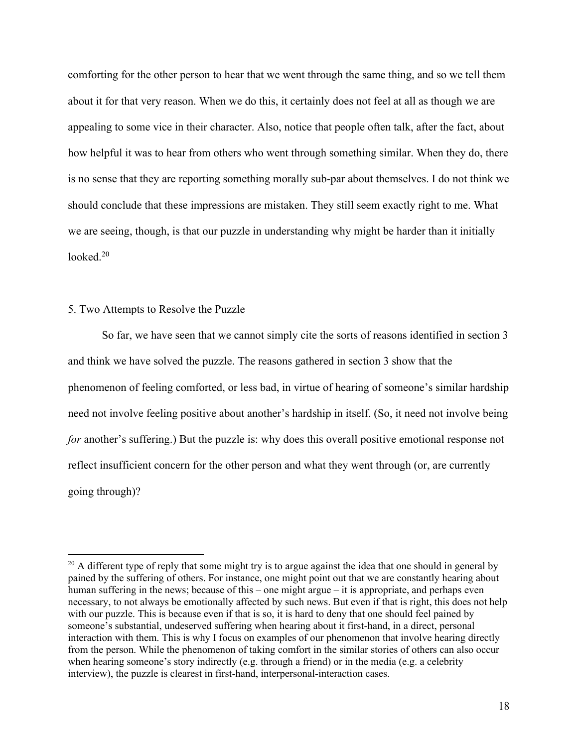comforting for the other person to hear that we went through the same thing, and so we tell them about it for that very reason. When we do this, it certainly does not feel at all as though we are appealing to some vice in their character. Also, notice that people often talk, after the fact, about how helpful it was to hear from others who went through something similar. When they do, there is no sense that they are reporting something morally sub-par about themselves. I do not think we should conclude that these impressions are mistaken. They still seem exactly right to me. What we are seeing, though, is that our puzzle in understanding why might be harder than it initially looked.[20]

## 5. Two Attempts to Resolve the Puzzle

So far, we have seen that we cannot simply cite the sorts of reasons identified in section 3 and think we have solved the puzzle. The reasons gathered in section 3 show that the phenomenon of feeling comforted, or less bad, in virtue of hearing of someone's similar hardship need not involve feeling positive about another's hardship in itself. (So, it need not involve being *for* another's suffering.) But the puzzle is: why does this overall positive emotional response not reflect insufficient concern for the other person and what they went through (or, are currently going through)?

---

[20] A different type of reply that some might try is to argue against the idea that one should in general by pained by the suffering of others. For instance, one might point out that we are constantly hearing about human suffering in the news; because of this – one might argue – it is appropriate, and perhaps even necessary, to not always be emotionally affected by such news. But even if that is right, this does not help with our puzzle. This is because even if that is so, it is hard to deny that one should feel pained by someone's substantial, undeserved suffering when hearing about it first-hand, in a direct, personal interaction with them. This is why I focus on examples of our phenomenon that involve hearing directly from the person. While the phenomenon of taking comfort in the similar stories of others can also occur when hearing someone's story indirectly (e.g. through a friend) or in the media (e.g. a celebrity interview), the puzzle is clearest in first-hand, interpersonal-interaction cases.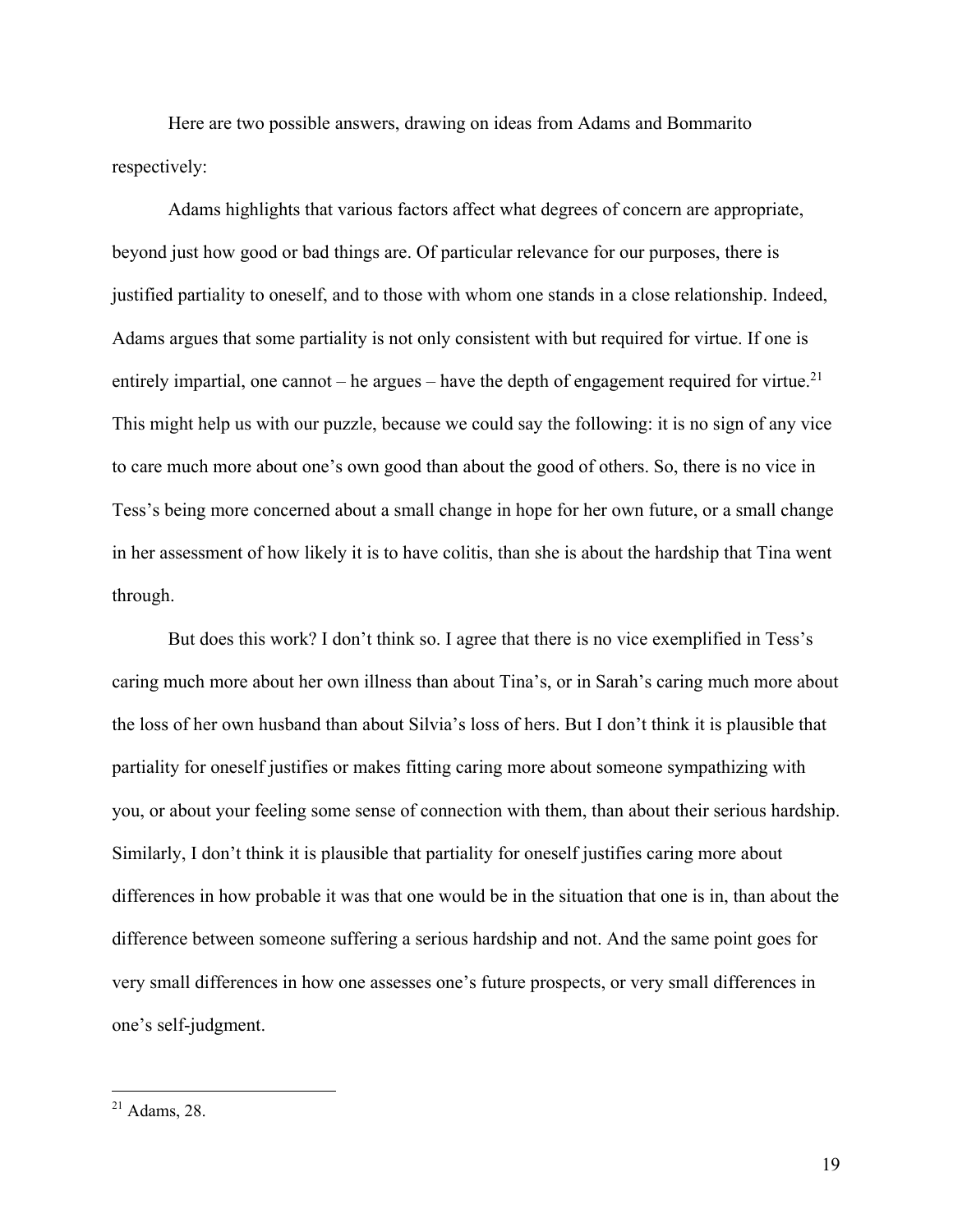Here are two possible answers, drawing on ideas from Adams and Bommarito respectively:

Adams highlights that various factors affect what degrees of concern are appropriate, beyond just how good or bad things are. Of particular relevance for our purposes, there is justified partiality to oneself, and to those with whom one stands in a close relationship. Indeed, Adams argues that some partiality is not only consistent with but required for virtue. If one is entirely impartial, one cannot – he argues – have the depth of engagement required for virtue.[21] This might help us with our puzzle, because we could say the following: it is no sign of any vice to care much more about one's own good than about the good of others. So, there is no vice in Tess's being more concerned about a small change in hope for her own future, or a small change in her assessment of how likely it is to have colitis, than she is about the hardship that Tina went through.

But does this work? I don't think so. I agree that there is no vice exemplified in Tess's caring much more about her own illness than about Tina's, or in Sarah's caring much more about the loss of her own husband than about Silvia's loss of hers. But I don't think it is plausible that partiality for oneself justifies or makes fitting caring more about someone sympathizing with you, or about your feeling some sense of connection with them, than about their serious hardship. Similarly, I don't think it is plausible that partiality for oneself justifies caring more about differences in how probable it was that one would be in the situation that one is in, than about the difference between someone suffering a serious hardship and not. And the same point goes for very small differences in how one assesses one's future prospects, or very small differences in one's self-judgment.

[21] Adams, 28.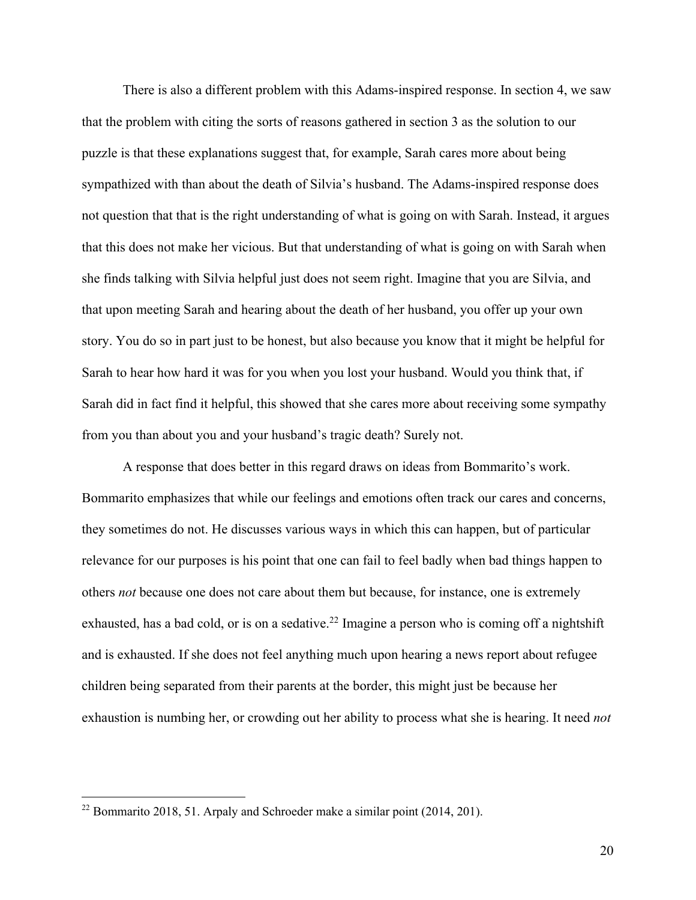There is also a different problem with this Adams-inspired response. In section 4, we saw that the problem with citing the sorts of reasons gathered in section 3 as the solution to our puzzle is that these explanations suggest that, for example, Sarah cares more about being sympathized with than about the death of Silvia's husband. The Adams-inspired response does not question that that is the right understanding of what is going on with Sarah. Instead, it argues that this does not make her vicious. But that understanding of what is going on with Sarah when she finds talking with Silvia helpful just does not seem right. Imagine that you are Silvia, and that upon meeting Sarah and hearing about the death of her husband, you offer up your own story. You do so in part just to be honest, but also because you know that it might be helpful for Sarah to hear how hard it was for you when you lost your husband. Would you think that, if Sarah did in fact find it helpful, this showed that she cares more about receiving some sympathy from you than about you and your husband's tragic death? Surely not.

A response that does better in this regard draws on ideas from Bommarito's work. Bommarito emphasizes that while our feelings and emotions often track our cares and concerns, they sometimes do not. He discusses various ways in which this can happen, but of particular relevance for our purposes is his point that one can fail to feel badly when bad things happen to others *not* because one does not care about them but because, for instance, one is extremely exhausted, has a bad cold, or is on a sedative.[22] Imagine a person who is coming off a nightshift and is exhausted. If she does not feel anything much upon hearing a news report about refugee children being separated from their parents at the border, this might just be because her exhaustion is numbing her, or crowding out her ability to process what she is hearing. It need *not*

[22] Bommarito 2018, 51. Arpaly and Schroeder make a similar point (2014, 201).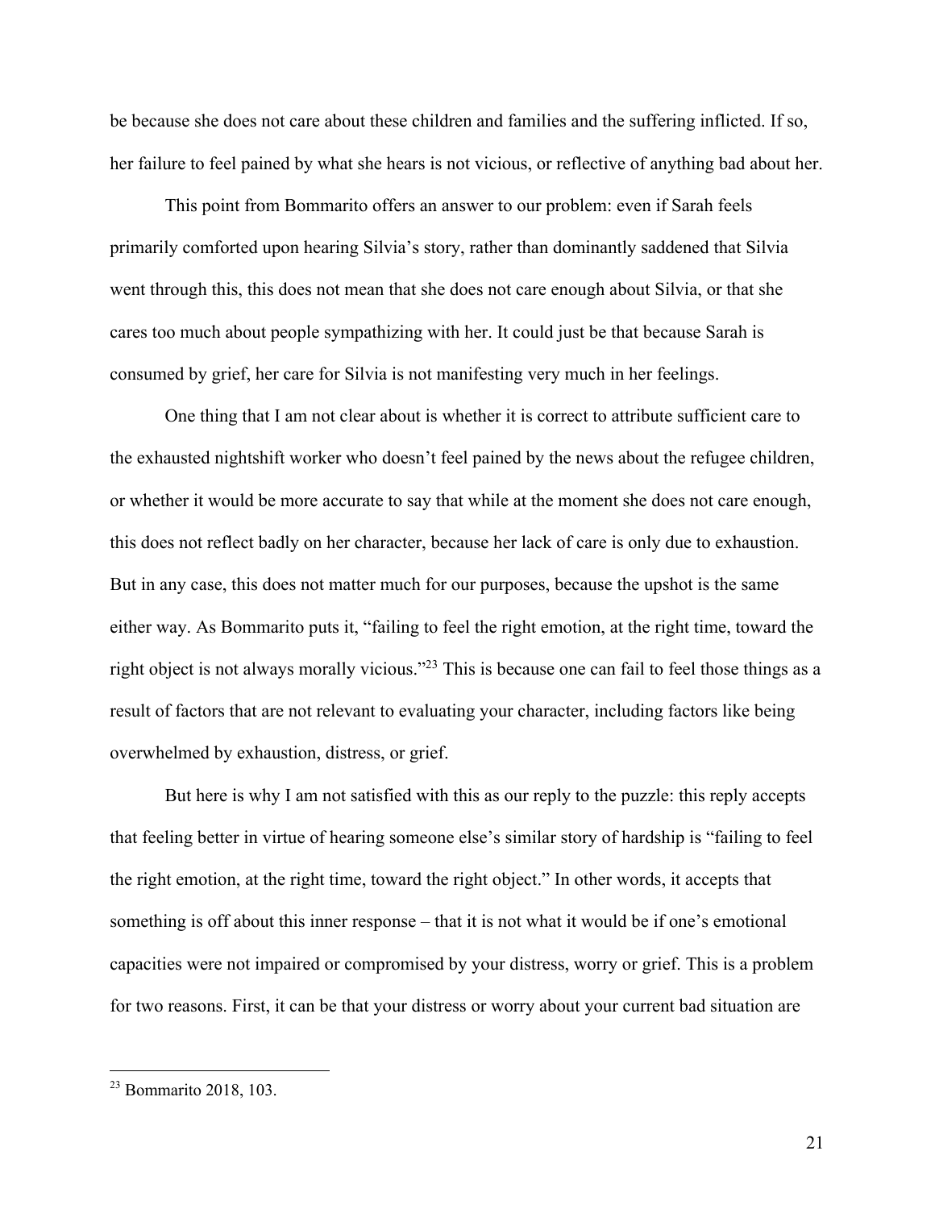be because she does not care about these children and families and the suffering inflicted. If so, her failure to feel pained by what she hears is not vicious, or reflective of anything bad about her.

This point from Bommarito offers an answer to our problem: even if Sarah feels primarily comforted upon hearing Silvia's story, rather than dominantly saddened that Silvia went through this, this does not mean that she does not care enough about Silvia, or that she cares too much about people sympathizing with her. It could just be that because Sarah is consumed by grief, her care for Silvia is not manifesting very much in her feelings.

One thing that I am not clear about is whether it is correct to attribute sufficient care to the exhausted nightshift worker who doesn't feel pained by the news about the refugee children, or whether it would be more accurate to say that while at the moment she does not care enough, this does not reflect badly on her character, because her lack of care is only due to exhaustion. But in any case, this does not matter much for our purposes, because the upshot is the same either way. As Bommarito puts it, "failing to feel the right emotion, at the right time, toward the right object is not always morally vicious."[23] This is because one can fail to feel those things as a result of factors that are not relevant to evaluating your character, including factors like being overwhelmed by exhaustion, distress, or grief.

But here is why I am not satisfied with this as our reply to the puzzle: this reply accepts that feeling better in virtue of hearing someone else's similar story of hardship is "failing to feel the right emotion, at the right time, toward the right object." In other words, it accepts that something is off about this inner response – that it is not what it would be if one's emotional capacities were not impaired or compromised by your distress, worry or grief. This is a problem for two reasons. First, it can be that your distress or worry about your current bad situation are

[23] Bommarito 2018, 103.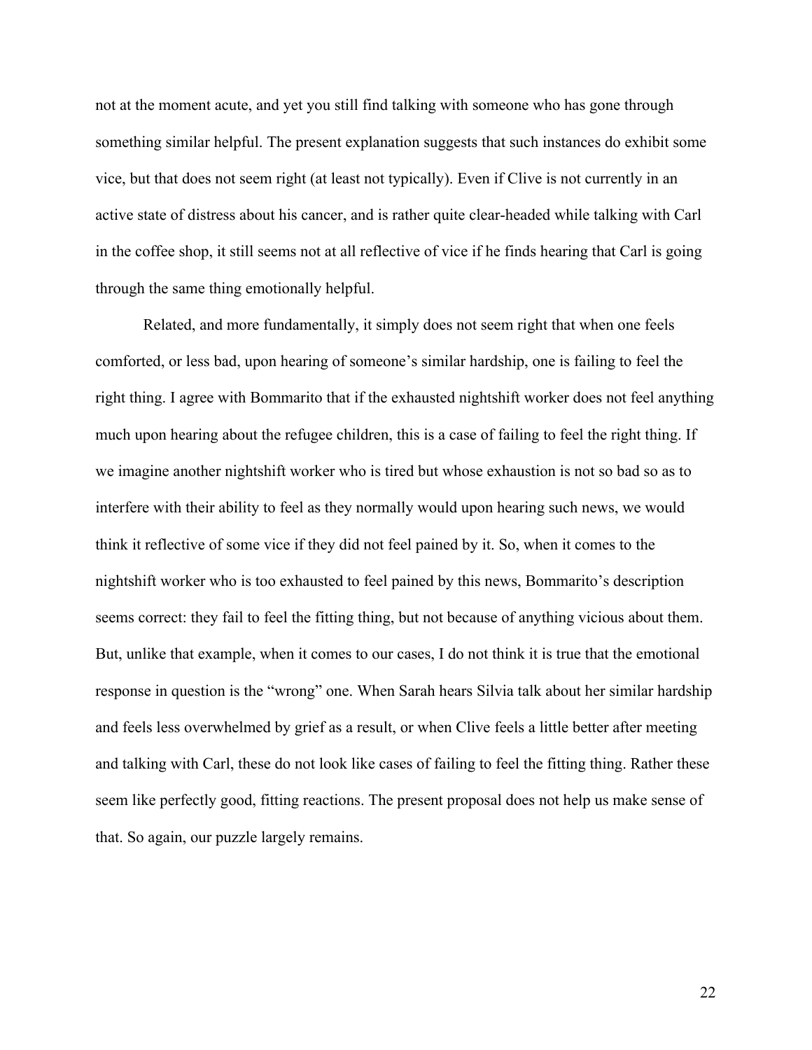not at the moment acute, and yet you still find talking with someone who has gone through something similar helpful. The present explanation suggests that such instances do exhibit some vice, but that does not seem right (at least not typically). Even if Clive is not currently in an active state of distress about his cancer, and is rather quite clear-headed while talking with Carl in the coffee shop, it still seems not at all reflective of vice if he finds hearing that Carl is going through the same thing emotionally helpful.

Related, and more fundamentally, it simply does not seem right that when one feels comforted, or less bad, upon hearing of someone's similar hardship, one is failing to feel the right thing. I agree with Bommarito that if the exhausted nightshift worker does not feel anything much upon hearing about the refugee children, this is a case of failing to feel the right thing. If we imagine another nightshift worker who is tired but whose exhaustion is not so bad so as to interfere with their ability to feel as they normally would upon hearing such news, we would think it reflective of some vice if they did not feel pained by it. So, when it comes to the nightshift worker who is too exhausted to feel pained by this news, Bommarito's description seems correct: they fail to feel the fitting thing, but not because of anything vicious about them. But, unlike that example, when it comes to our cases, I do not think it is true that the emotional response in question is the "wrong" one. When Sarah hears Silvia talk about her similar hardship and feels less overwhelmed by grief as a result, or when Clive feels a little better after meeting and talking with Carl, these do not look like cases of failing to feel the fitting thing. Rather these seem like perfectly good, fitting reactions. The present proposal does not help us make sense of that. So again, our puzzle largely remains.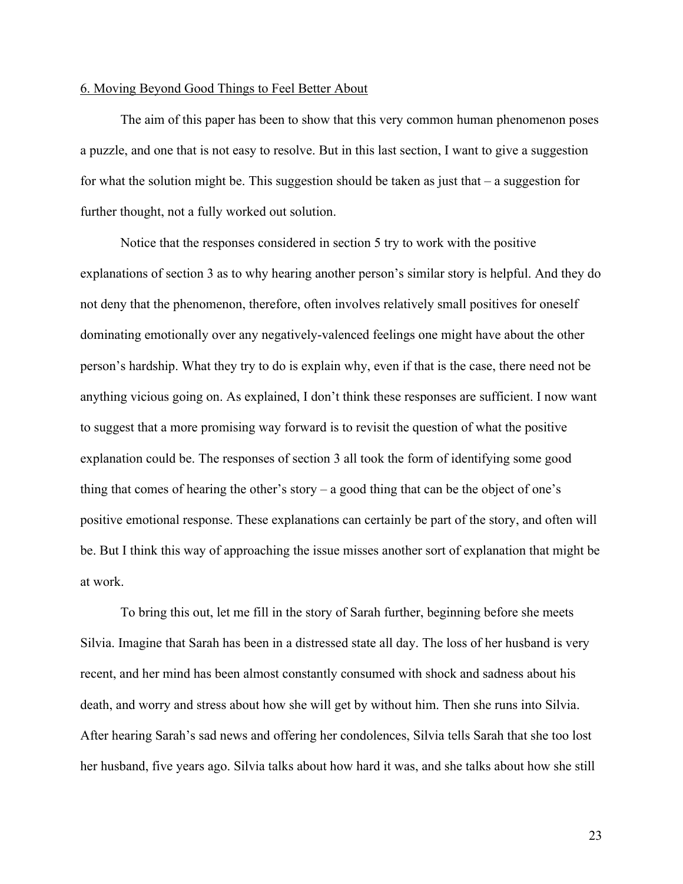## 6. Moving Beyond Good Things to Feel Better About

The aim of this paper has been to show that this very common human phenomenon poses a puzzle, and one that is not easy to resolve. But in this last section, I want to give a suggestion for what the solution might be. This suggestion should be taken as just that – a suggestion for further thought, not a fully worked out solution.

Notice that the responses considered in section 5 try to work with the positive explanations of section 3 as to why hearing another person's similar story is helpful. And they do not deny that the phenomenon, therefore, often involves relatively small positives for oneself dominating emotionally over any negatively-valenced feelings one might have about the other person's hardship. What they try to do is explain why, even if that is the case, there need not be anything vicious going on. As explained, I don't think these responses are sufficient. I now want to suggest that a more promising way forward is to revisit the question of what the positive explanation could be. The responses of section 3 all took the form of identifying some good thing that comes of hearing the other's story – a good thing that can be the object of one's positive emotional response. These explanations can certainly be part of the story, and often will be. But I think this way of approaching the issue misses another sort of explanation that might be at work.

To bring this out, let me fill in the story of Sarah further, beginning before she meets Silvia. Imagine that Sarah has been in a distressed state all day. The loss of her husband is very recent, and her mind has been almost constantly consumed with shock and sadness about his death, and worry and stress about how she will get by without him. Then she runs into Silvia. After hearing Sarah's sad news and offering her condolences, Silvia tells Sarah that she too lost her husband, five years ago. Silvia talks about how hard it was, and she talks about how she still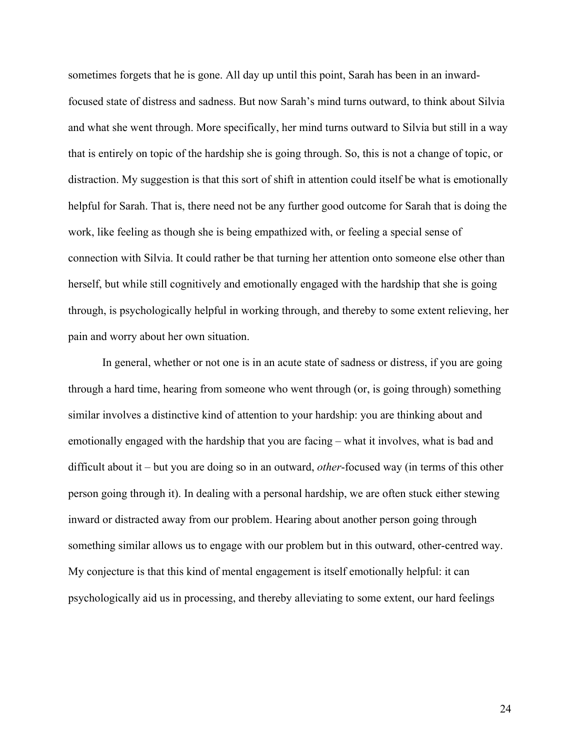sometimes forgets that he is gone. All day up until this point, Sarah has been in an inward-focused state of distress and sadness. But now Sarah's mind turns outward, to think about Silvia and what she went through. More specifically, her mind turns outward to Silvia but still in a way that is entirely on topic of the hardship she is going through. So, this is not a change of topic, or distraction. My suggestion is that this sort of shift in attention could itself be what is emotionally helpful for Sarah. That is, there need not be any further good outcome for Sarah that is doing the work, like feeling as though she is being empathized with, or feeling a special sense of connection with Silvia. It could rather be that turning her attention onto someone else other than herself, but while still cognitively and emotionally engaged with the hardship that she is going through, is psychologically helpful in working through, and thereby to some extent relieving, her pain and worry about her own situation.

In general, whether or not one is in an acute state of sadness or distress, if you are going through a hard time, hearing from someone who went through (or, is going through) something similar involves a distinctive kind of attention to your hardship: you are thinking about and emotionally engaged with the hardship that you are facing – what it involves, what is bad and difficult about it – but you are doing so in an outward, *other*-focused way (in terms of this other person going through it). In dealing with a personal hardship, we are often stuck either stewing inward or distracted away from our problem. Hearing about another person going through something similar allows us to engage with our problem but in this outward, other-centred way. My conjecture is that this kind of mental engagement is itself emotionally helpful: it can psychologically aid us in processing, and thereby alleviating to some extent, our hard feelings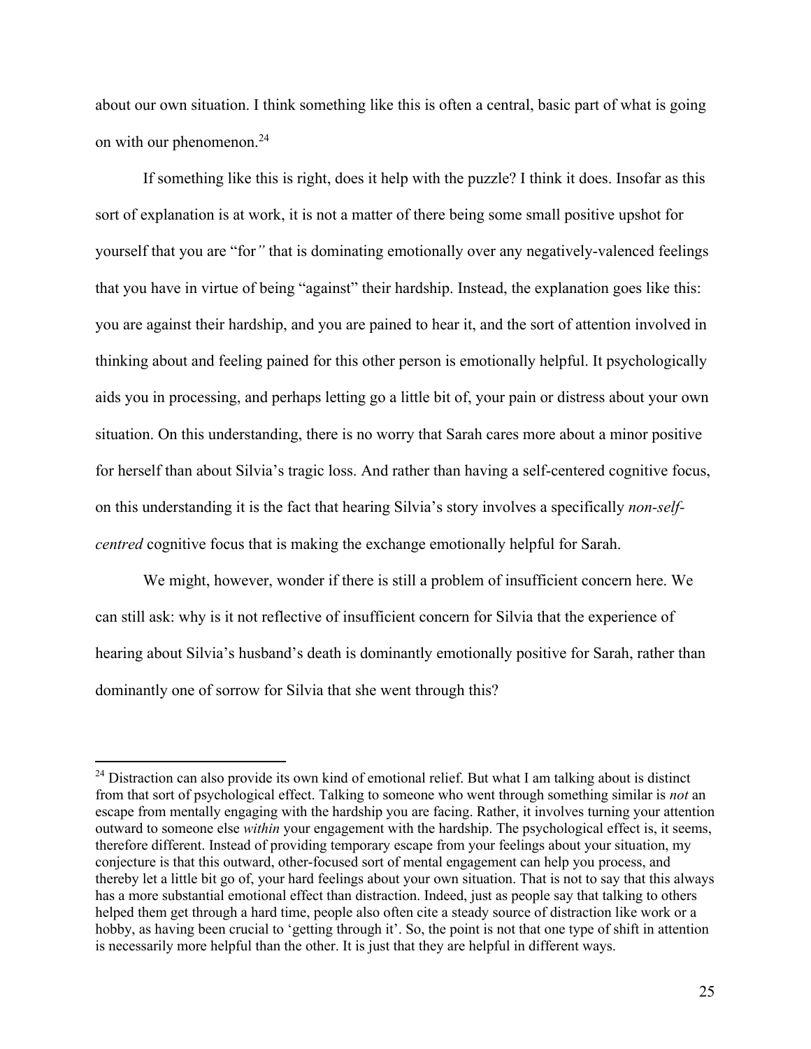about our own situation. I think something like this is often a central, basic part of what is going on with our phenomenon.[24]

If something like this is right, does it help with the puzzle? I think it does. Insofar as this sort of explanation is at work, it is not a matter of there being some small positive upshot for yourself that you are "for*"* that is dominating emotionally over any negatively-valenced feelings that you have in virtue of being "against" their hardship. Instead, the explanation goes like this: you are against their hardship, and you are pained to hear it, and the sort of attention involved in thinking about and feeling pained for this other person is emotionally helpful. It psychologically aids you in processing, and perhaps letting go a little bit of, your pain or distress about your own situation. On this understanding, there is no worry that Sarah cares more about a minor positive for herself than about Silvia's tragic loss. And rather than having a self-centered cognitive focus, on this understanding it is the fact that hearing Silvia's story involves a specifically *non-self-centred* cognitive focus that is making the exchange emotionally helpful for Sarah.

We might, however, wonder if there is still a problem of insufficient concern here. We can still ask: why is it not reflective of insufficient concern for Silvia that the experience of hearing about Silvia's husband's death is dominantly emotionally positive for Sarah, rather than dominantly one of sorrow for Silvia that she went through this?

---

[24] Distraction can also provide its own kind of emotional relief. But what I am talking about is distinct from that sort of psychological effect. Talking to someone who went through something similar is *not* an escape from mentally engaging with the hardship you are facing. Rather, it involves turning your attention outward to someone else *within* your engagement with the hardship. The psychological effect is, it seems, therefore different. Instead of providing temporary escape from your feelings about your situation, my conjecture is that this outward, other-focused sort of mental engagement can help you process, and thereby let a little bit go of, your hard feelings about your own situation. That is not to say that this always has a more substantial emotional effect than distraction. Indeed, just as people say that talking to others helped them get through a hard time, people also often cite a steady source of distraction like work or a hobby, as having been crucial to 'getting through it'. So, the point is not that one type of shift in attention is necessarily more helpful than the other. It is just that they are helpful in different ways.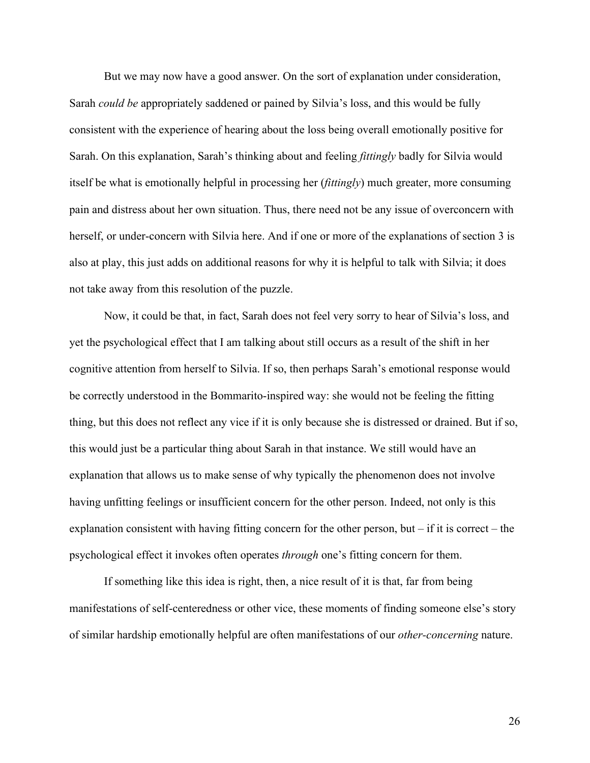But we may now have a good answer. On the sort of explanation under consideration, Sarah *could be* appropriately saddened or pained by Silvia's loss, and this would be fully consistent with the experience of hearing about the loss being overall emotionally positive for Sarah. On this explanation, Sarah's thinking about and feeling *fittingly* badly for Silvia would itself be what is emotionally helpful in processing her (*fittingly*) much greater, more consuming pain and distress about her own situation. Thus, there need not be any issue of overconcern with herself, or under-concern with Silvia here. And if one or more of the explanations of section 3 is also at play, this just adds on additional reasons for why it is helpful to talk with Silvia; it does not take away from this resolution of the puzzle.

Now, it could be that, in fact, Sarah does not feel very sorry to hear of Silvia's loss, and yet the psychological effect that I am talking about still occurs as a result of the shift in her cognitive attention from herself to Silvia. If so, then perhaps Sarah's emotional response would be correctly understood in the Bommarito-inspired way: she would not be feeling the fitting thing, but this does not reflect any vice if it is only because she is distressed or drained. But if so, this would just be a particular thing about Sarah in that instance. We still would have an explanation that allows us to make sense of why typically the phenomenon does not involve having unfitting feelings or insufficient concern for the other person. Indeed, not only is this explanation consistent with having fitting concern for the other person, but – if it is correct – the psychological effect it invokes often operates *through* one's fitting concern for them.

If something like this idea is right, then, a nice result of it is that, far from being manifestations of self-centeredness or other vice, these moments of finding someone else's story of similar hardship emotionally helpful are often manifestations of our *other-concerning* nature.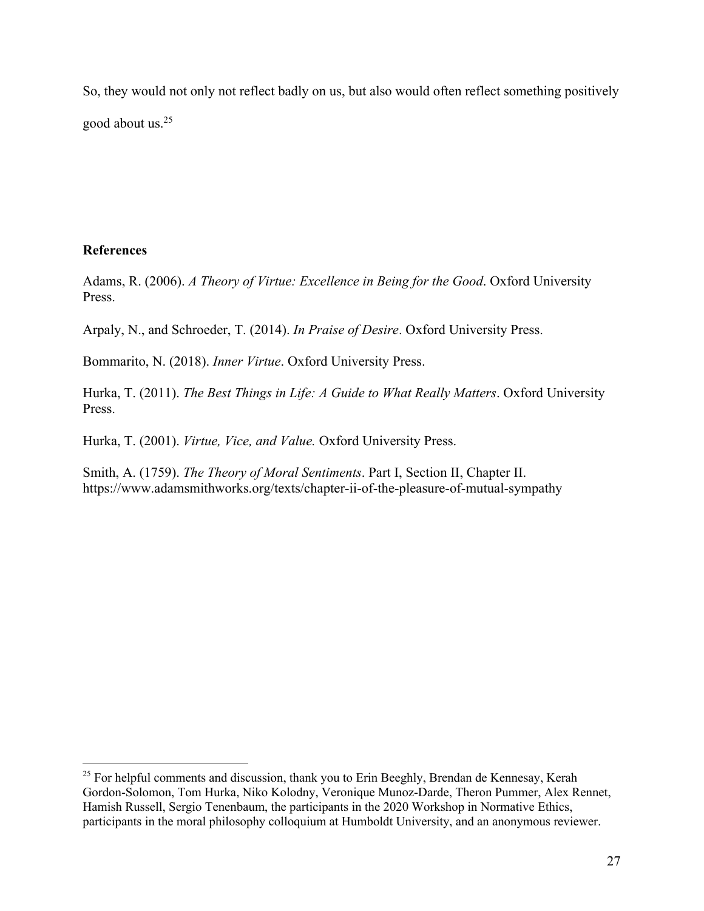So, they would not only not reflect badly on us, but also would often reflect something positively good about us.[25]

## References

Adams, R. (2006). *A Theory of Virtue: Excellence in Being for the Good*. Oxford University Press.

Arpaly, N., and Schroeder, T. (2014). *In Praise of Desire*. Oxford University Press.

Bommarito, N. (2018). *Inner Virtue*. Oxford University Press.

Hurka, T. (2011). *The Best Things in Life: A Guide to What Really Matters*. Oxford University Press.

Hurka, T. (2001). *Virtue, Vice, and Value.* Oxford University Press.

Smith, A. (1759). *The Theory of Moral Sentiments*. Part I, Section II, Chapter II. https://www.adamsmithworks.org/texts/chapter-ii-of-the-pleasure-of-mutual-sympathy

---

[25] For helpful comments and discussion, thank you to Erin Beeghly, Brendan de Kennesay, Kerah Gordon-Solomon, Tom Hurka, Niko Kolodny, Veronique Munoz-Darde, Theron Pummer, Alex Rennet, Hamish Russell, Sergio Tenenbaum, the participants in the 2020 Workshop in Normative Ethics, participants in the moral philosophy colloquium at Humboldt University, and an anonymous reviewer.